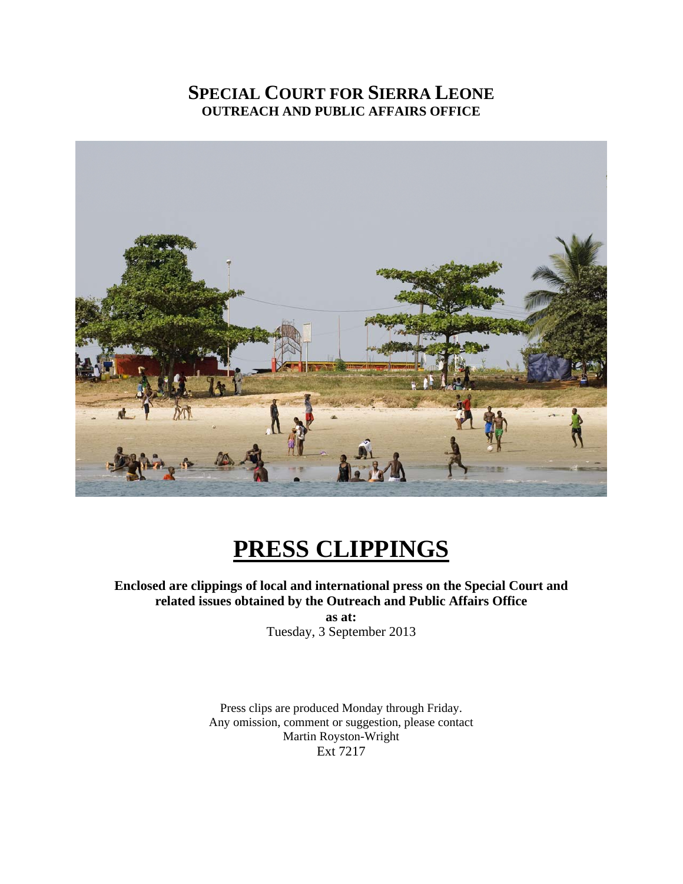# SPECIAL COURT FOR SIERRA LEONE
## OUTREACH AND PUBLIC AFFAIRS OFFICE

# PRESS CLIPPINGS

**Enclosed are clippings of local and international press on the Special Court and related issues obtained by the Outreach and Public Affairs Office**

**as at:**

Tuesday, 3 September 2013

Press clips are produced Monday through Friday.
Any omission, comment or suggestion, please contact
Martin Royston-Wright
Ext 7217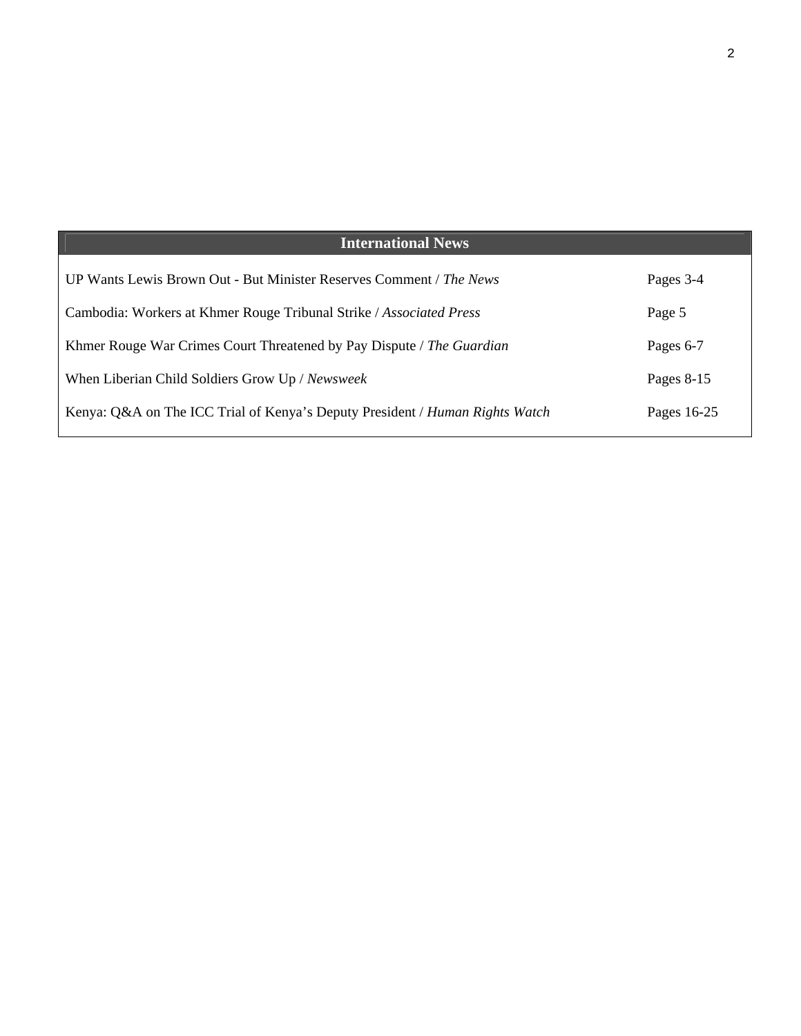| International News | |
|---|---|
| UP Wants Lewis Brown Out - But Minister Reserves Comment / *The News* | Pages 3-4 |
| Cambodia: Workers at Khmer Rouge Tribunal Strike / *Associated Press* | Page 5 |
| Khmer Rouge War Crimes Court Threatened by Pay Dispute / *The Guardian* | Pages 6-7 |
| When Liberian Child Soldiers Grow Up / *Newsweek* | Pages 8-15 |
| Kenya: Q&A on The ICC Trial of Kenya's Deputy President / *Human Rights Watch* | Pages 16-25 |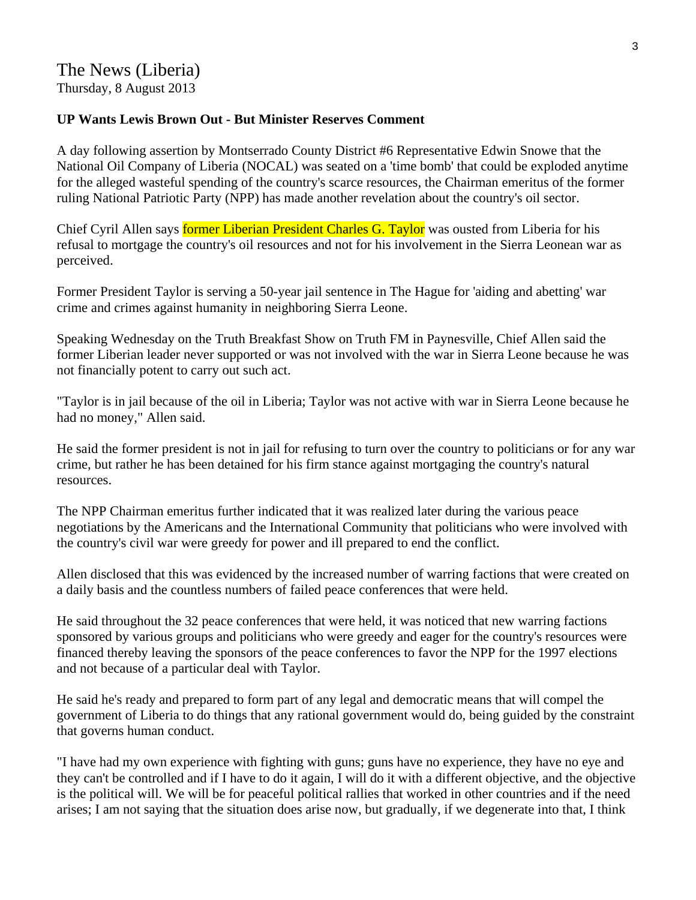The News (Liberia)
Thursday, 8 August 2013

**UP Wants Lewis Brown Out - But Minister Reserves Comment**

A day following assertion by Montserrado County District #6 Representative Edwin Snowe that the National Oil Company of Liberia (NOCAL) was seated on a 'time bomb' that could be exploded anytime for the alleged wasteful spending of the country's scarce resources, the Chairman emeritus of the former ruling National Patriotic Party (NPP) has made another revelation about the country's oil sector.

Chief Cyril Allen says former Liberian President Charles G. Taylor was ousted from Liberia for his refusal to mortgage the country's oil resources and not for his involvement in the Sierra Leonean war as perceived.

Former President Taylor is serving a 50-year jail sentence in The Hague for 'aiding and abetting' war crime and crimes against humanity in neighboring Sierra Leone.

Speaking Wednesday on the Truth Breakfast Show on Truth FM in Paynesville, Chief Allen said the former Liberian leader never supported or was not involved with the war in Sierra Leone because he was not financially potent to carry out such act.

"Taylor is in jail because of the oil in Liberia; Taylor was not active with war in Sierra Leone because he had no money," Allen said.

He said the former president is not in jail for refusing to turn over the country to politicians or for any war crime, but rather he has been detained for his firm stance against mortgaging the country's natural resources.

The NPP Chairman emeritus further indicated that it was realized later during the various peace negotiations by the Americans and the International Community that politicians who were involved with the country's civil war were greedy for power and ill prepared to end the conflict.

Allen disclosed that this was evidenced by the increased number of warring factions that were created on a daily basis and the countless numbers of failed peace conferences that were held.

He said throughout the 32 peace conferences that were held, it was noticed that new warring factions sponsored by various groups and politicians who were greedy and eager for the country's resources were financed thereby leaving the sponsors of the peace conferences to favor the NPP for the 1997 elections and not because of a particular deal with Taylor.

He said he's ready and prepared to form part of any legal and democratic means that will compel the government of Liberia to do things that any rational government would do, being guided by the constraint that governs human conduct.

"I have had my own experience with fighting with guns; guns have no experience, they have no eye and they can't be controlled and if I have to do it again, I will do it with a different objective, and the objective is the political will. We will be for peaceful political rallies that worked in other countries and if the need arises; I am not saying that the situation does arise now, but gradually, if we degenerate into that, I think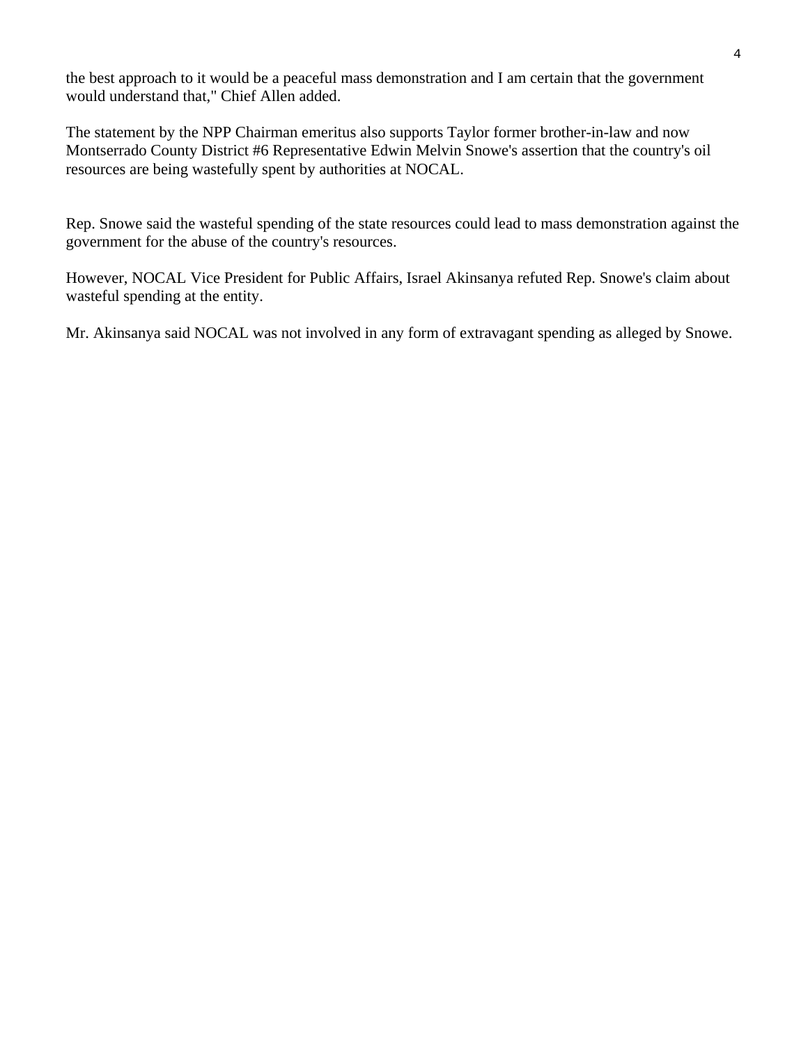the best approach to it would be a peaceful mass demonstration and I am certain that the government would understand that," Chief Allen added.

The statement by the NPP Chairman emeritus also supports Taylor former brother-in-law and now Montserrado County District #6 Representative Edwin Melvin Snowe's assertion that the country's oil resources are being wastefully spent by authorities at NOCAL.

Rep. Snowe said the wasteful spending of the state resources could lead to mass demonstration against the government for the abuse of the country's resources.

However, NOCAL Vice President for Public Affairs, Israel Akinsanya refuted Rep. Snowe's claim about wasteful spending at the entity.

Mr. Akinsanya said NOCAL was not involved in any form of extravagant spending as alleged by Snowe.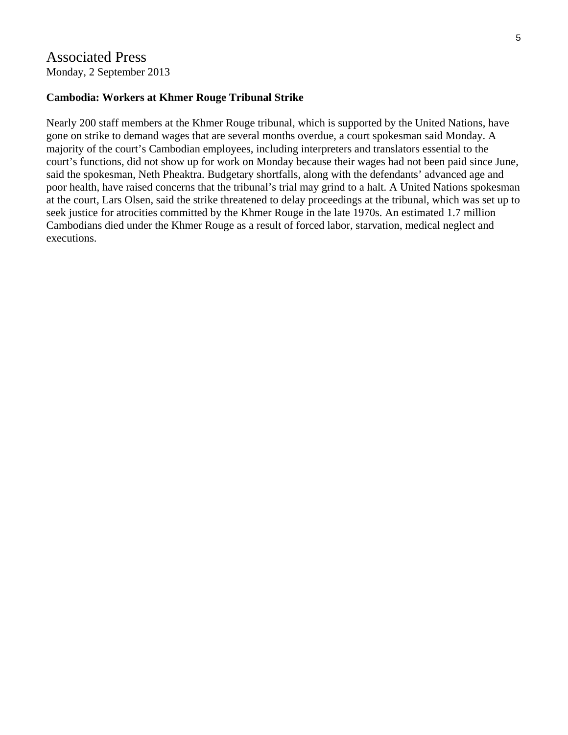# Associated Press

Monday, 2 September 2013

**Cambodia: Workers at Khmer Rouge Tribunal Strike**

Nearly 200 staff members at the Khmer Rouge tribunal, which is supported by the United Nations, have gone on strike to demand wages that are several months overdue, a court spokesman said Monday. A majority of the court's Cambodian employees, including interpreters and translators essential to the court's functions, did not show up for work on Monday because their wages had not been paid since June, said the spokesman, Neth Pheaktra. Budgetary shortfalls, along with the defendants' advanced age and poor health, have raised concerns that the tribunal's trial may grind to a halt. A United Nations spokesman at the court, Lars Olsen, said the strike threatened to delay proceedings at the tribunal, which was set up to seek justice for atrocities committed by the Khmer Rouge in the late 1970s. An estimated 1.7 million Cambodians died under the Khmer Rouge as a result of forced labor, starvation, medical neglect and executions.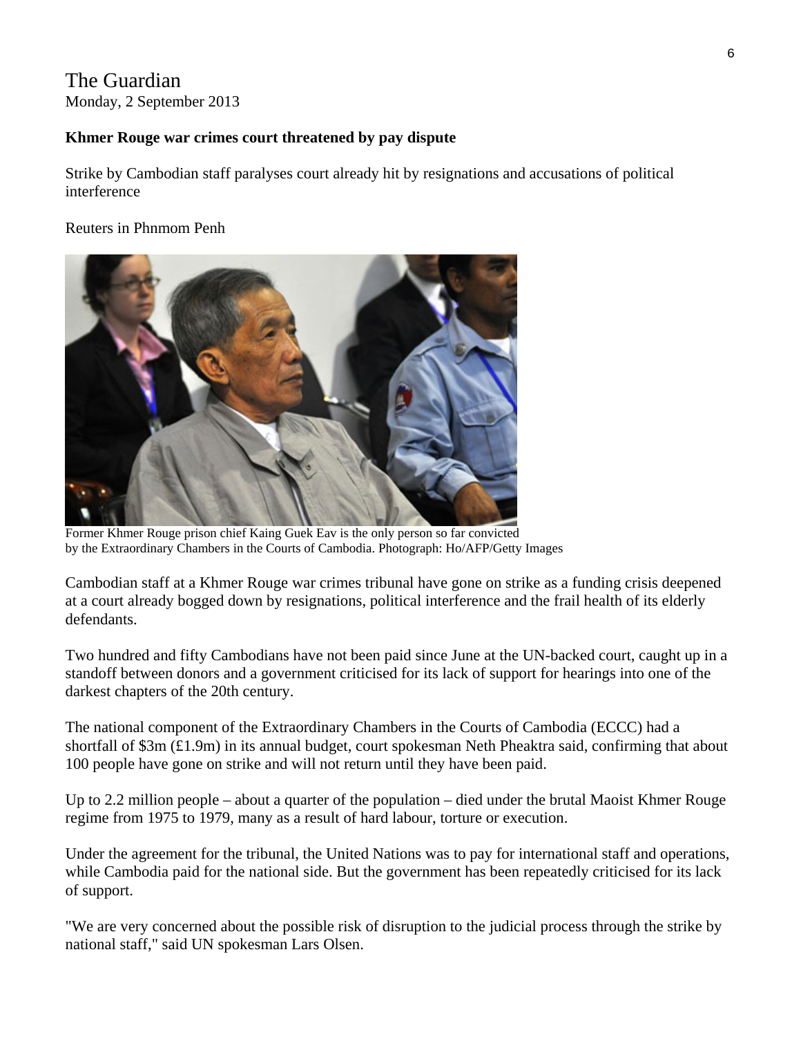The Guardian
Monday, 2 September 2013

**Khmer Rouge war crimes court threatened by pay dispute**

Strike by Cambodian staff paralyses court already hit by resignations and accusations of political interference

Reuters in Phnmom Penh

Former Khmer Rouge prison chief Kaing Guek Eav is the only person so far convicted by the Extraordinary Chambers in the Courts of Cambodia. Photograph: Ho/AFP/Getty Images

Cambodian staff at a Khmer Rouge war crimes tribunal have gone on strike as a funding crisis deepened at a court already bogged down by resignations, political interference and the frail health of its elderly defendants.

Two hundred and fifty Cambodians have not been paid since June at the UN-backed court, caught up in a standoff between donors and a government criticised for its lack of support for hearings into one of the darkest chapters of the 20th century.

The national component of the Extraordinary Chambers in the Courts of Cambodia (ECCC) had a shortfall of \$3m (£1.9m) in its annual budget, court spokesman Neth Pheaktra said, confirming that about 100 people have gone on strike and will not return until they have been paid.

Up to 2.2 million people – about a quarter of the population – died under the brutal Maoist Khmer Rouge regime from 1975 to 1979, many as a result of hard labour, torture or execution.

Under the agreement for the tribunal, the United Nations was to pay for international staff and operations, while Cambodia paid for the national side. But the government has been repeatedly criticised for its lack of support.

"We are very concerned about the possible risk of disruption to the judicial process through the strike by national staff," said UN spokesman Lars Olsen.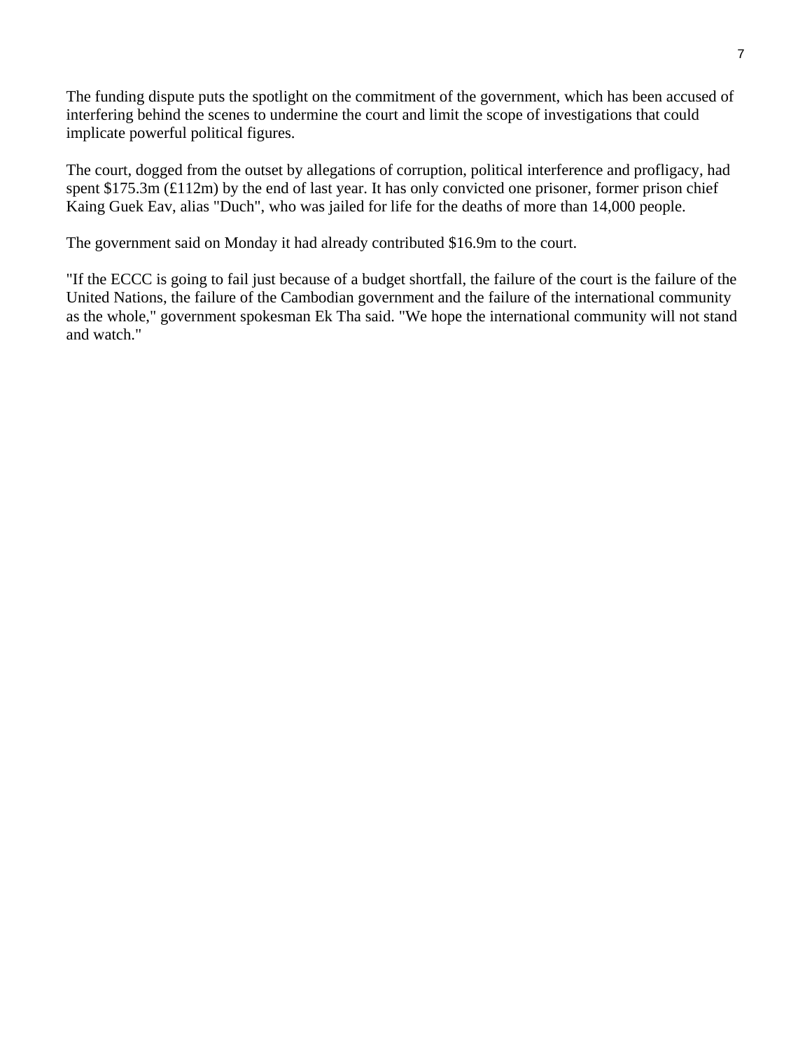The funding dispute puts the spotlight on the commitment of the government, which has been accused of interfering behind the scenes to undermine the court and limit the scope of investigations that could implicate powerful political figures.

The court, dogged from the outset by allegations of corruption, political interference and profligacy, had spent $175.3m (£112m) by the end of last year. It has only convicted one prisoner, former prison chief Kaing Guek Eav, alias "Duch", who was jailed for life for the deaths of more than 14,000 people.

The government said on Monday it had already contributed $16.9m to the court.

"If the ECCC is going to fail just because of a budget shortfall, the failure of the court is the failure of the United Nations, the failure of the Cambodian government and the failure of the international community as the whole," government spokesman Ek Tha said. "We hope the international community will not stand and watch."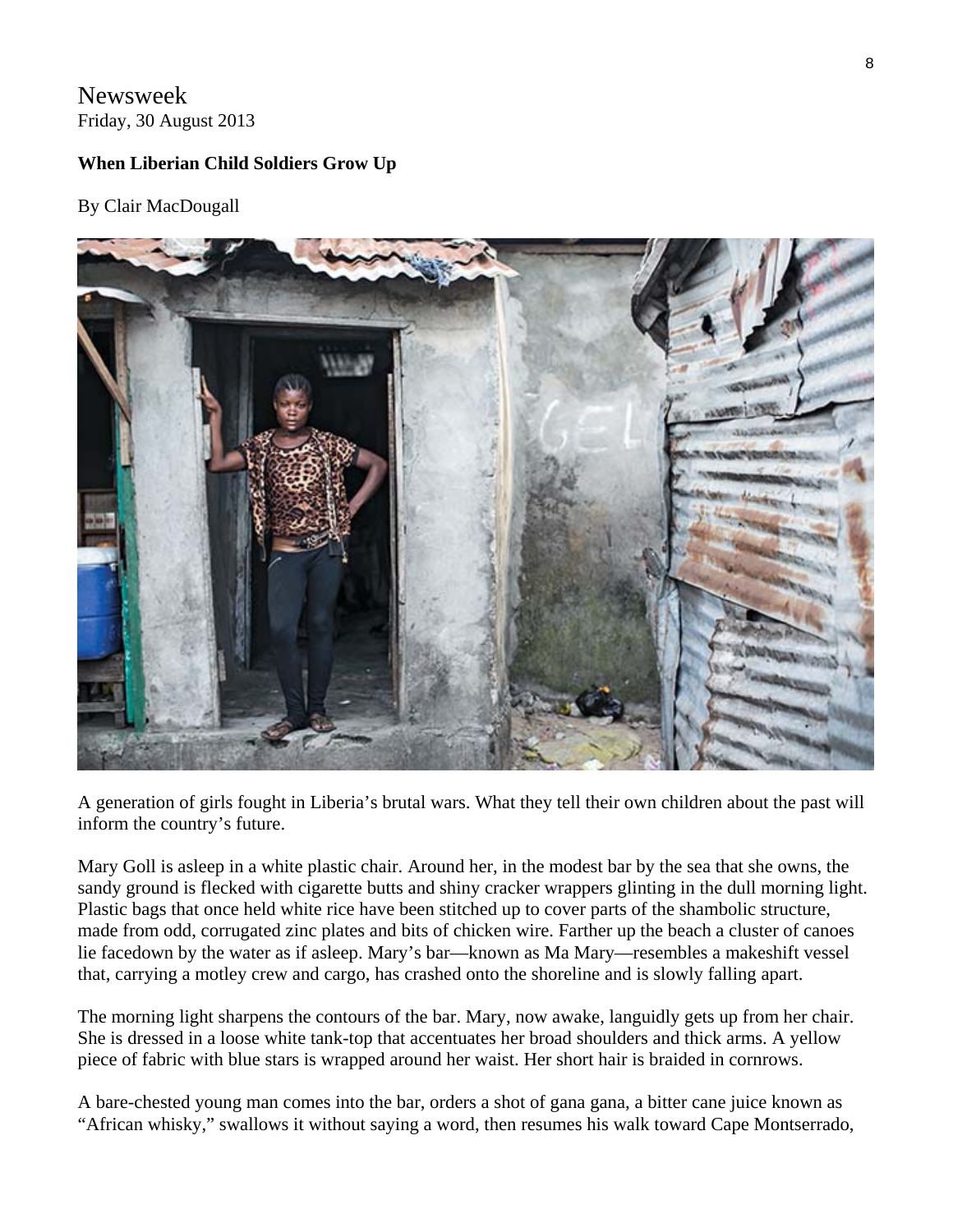Newsweek
Friday, 30 August 2013

**When Liberian Child Soldiers Grow Up**

By Clair MacDougall

A generation of girls fought in Liberia's brutal wars. What they tell their own children about the past will inform the country's future.

Mary Goll is asleep in a white plastic chair. Around her, in the modest bar by the sea that she owns, the sandy ground is flecked with cigarette butts and shiny cracker wrappers glinting in the dull morning light. Plastic bags that once held white rice have been stitched up to cover parts of the shambolic structure, made from odd, corrugated zinc plates and bits of chicken wire. Farther up the beach a cluster of canoes lie facedown by the water as if asleep. Mary's bar—known as Ma Mary—resembles a makeshift vessel that, carrying a motley crew and cargo, has crashed onto the shoreline and is slowly falling apart.

The morning light sharpens the contours of the bar. Mary, now awake, languidly gets up from her chair. She is dressed in a loose white tank-top that accentuates her broad shoulders and thick arms. A yellow piece of fabric with blue stars is wrapped around her waist. Her short hair is braided in cornrows.

A bare-chested young man comes into the bar, orders a shot of gana gana, a bitter cane juice known as "African whisky," swallows it without saying a word, then resumes his walk toward Cape Montserrado,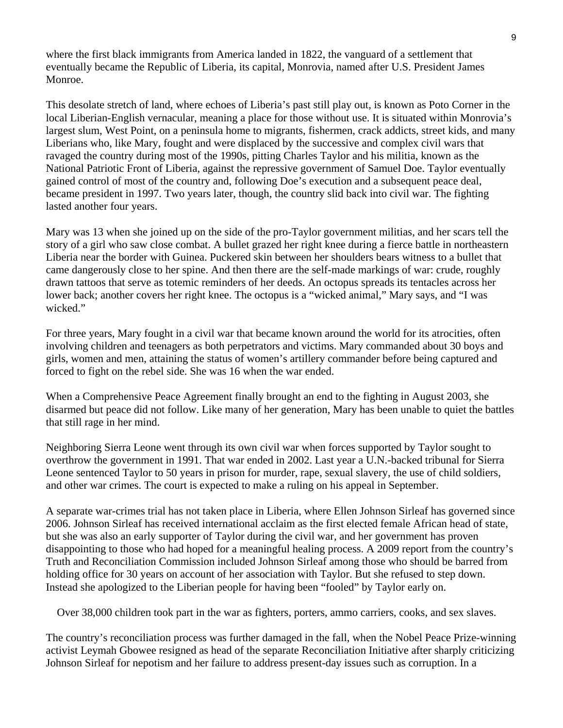where the first black immigrants from America landed in 1822, the vanguard of a settlement that eventually became the Republic of Liberia, its capital, Monrovia, named after U.S. President James Monroe.

This desolate stretch of land, where echoes of Liberia's past still play out, is known as Poto Corner in the local Liberian-English vernacular, meaning a place for those without use. It is situated within Monrovia's largest slum, West Point, on a peninsula home to migrants, fishermen, crack addicts, street kids, and many Liberians who, like Mary, fought and were displaced by the successive and complex civil wars that ravaged the country during most of the 1990s, pitting Charles Taylor and his militia, known as the National Patriotic Front of Liberia, against the repressive government of Samuel Doe. Taylor eventually gained control of most of the country and, following Doe's execution and a subsequent peace deal, became president in 1997. Two years later, though, the country slid back into civil war. The fighting lasted another four years.

Mary was 13 when she joined up on the side of the pro-Taylor government militias, and her scars tell the story of a girl who saw close combat. A bullet grazed her right knee during a fierce battle in northeastern Liberia near the border with Guinea. Puckered skin between her shoulders bears witness to a bullet that came dangerously close to her spine. And then there are the self-made markings of war: crude, roughly drawn tattoos that serve as totemic reminders of her deeds. An octopus spreads its tentacles across her lower back; another covers her right knee. The octopus is a "wicked animal," Mary says, and "I was wicked."

For three years, Mary fought in a civil war that became known around the world for its atrocities, often involving children and teenagers as both perpetrators and victims. Mary commanded about 30 boys and girls, women and men, attaining the status of women's artillery commander before being captured and forced to fight on the rebel side. She was 16 when the war ended.

When a Comprehensive Peace Agreement finally brought an end to the fighting in August 2003, she disarmed but peace did not follow. Like many of her generation, Mary has been unable to quiet the battles that still rage in her mind.

Neighboring Sierra Leone went through its own civil war when forces supported by Taylor sought to overthrow the government in 1991. That war ended in 2002. Last year a U.N.-backed tribunal for Sierra Leone sentenced Taylor to 50 years in prison for murder, rape, sexual slavery, the use of child soldiers, and other war crimes. The court is expected to make a ruling on his appeal in September.

A separate war-crimes trial has not taken place in Liberia, where Ellen Johnson Sirleaf has governed since 2006. Johnson Sirleaf has received international acclaim as the first elected female African head of state, but she was also an early supporter of Taylor during the civil war, and her government has proven disappointing to those who had hoped for a meaningful healing process. A 2009 report from the country's Truth and Reconciliation Commission included Johnson Sirleaf among those who should be barred from holding office for 30 years on account of her association with Taylor. But she refused to step down. Instead she apologized to the Liberian people for having been "fooled" by Taylor early on.

Over 38,000 children took part in the war as fighters, porters, ammo carriers, cooks, and sex slaves.

The country's reconciliation process was further damaged in the fall, when the Nobel Peace Prize-winning activist Leymah Gbowee resigned as head of the separate Reconciliation Initiative after sharply criticizing Johnson Sirleaf for nepotism and her failure to address present-day issues such as corruption. In a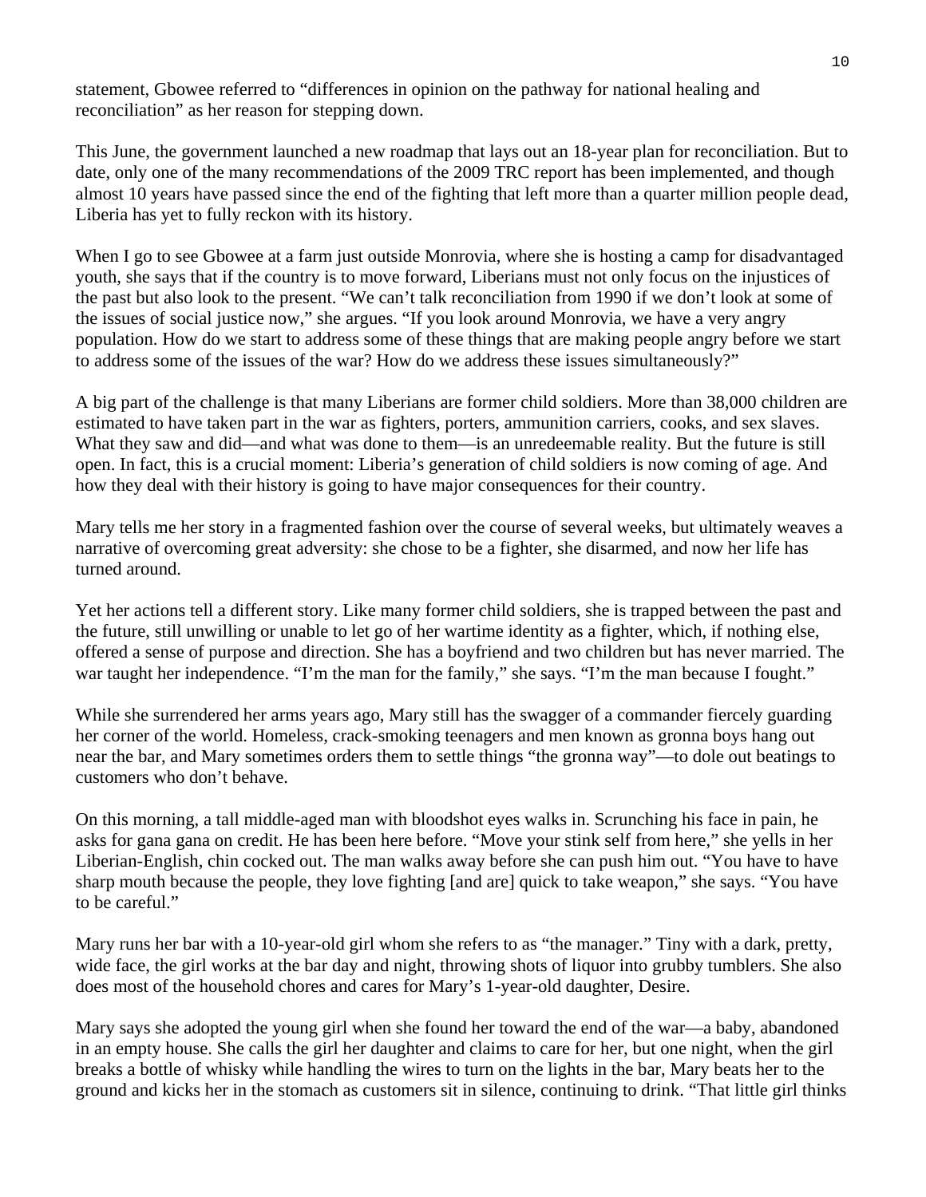statement, Gbowee referred to "differences in opinion on the pathway for national healing and reconciliation" as her reason for stepping down.

This June, the government launched a new roadmap that lays out an 18-year plan for reconciliation. But to date, only one of the many recommendations of the 2009 TRC report has been implemented, and though almost 10 years have passed since the end of the fighting that left more than a quarter million people dead, Liberia has yet to fully reckon with its history.

When I go to see Gbowee at a farm just outside Monrovia, where she is hosting a camp for disadvantaged youth, she says that if the country is to move forward, Liberians must not only focus on the injustices of the past but also look to the present. "We can't talk reconciliation from 1990 if we don't look at some of the issues of social justice now," she argues. "If you look around Monrovia, we have a very angry population. How do we start to address some of these things that are making people angry before we start to address some of the issues of the war? How do we address these issues simultaneously?"

A big part of the challenge is that many Liberians are former child soldiers. More than 38,000 children are estimated to have taken part in the war as fighters, porters, ammunition carriers, cooks, and sex slaves. What they saw and did—and what was done to them—is an unredeemable reality. But the future is still open. In fact, this is a crucial moment: Liberia's generation of child soldiers is now coming of age. And how they deal with their history is going to have major consequences for their country.

Mary tells me her story in a fragmented fashion over the course of several weeks, but ultimately weaves a narrative of overcoming great adversity: she chose to be a fighter, she disarmed, and now her life has turned around.

Yet her actions tell a different story. Like many former child soldiers, she is trapped between the past and the future, still unwilling or unable to let go of her wartime identity as a fighter, which, if nothing else, offered a sense of purpose and direction. She has a boyfriend and two children but has never married. The war taught her independence. "I'm the man for the family," she says. "I'm the man because I fought."

While she surrendered her arms years ago, Mary still has the swagger of a commander fiercely guarding her corner of the world. Homeless, crack-smoking teenagers and men known as gronna boys hang out near the bar, and Mary sometimes orders them to settle things "the gronna way"—to dole out beatings to customers who don't behave.

On this morning, a tall middle-aged man with bloodshot eyes walks in. Scrunching his face in pain, he asks for gana gana on credit. He has been here before. "Move your stink self from here," she yells in her Liberian-English, chin cocked out. The man walks away before she can push him out. "You have to have sharp mouth because the people, they love fighting [and are] quick to take weapon," she says. "You have to be careful."

Mary runs her bar with a 10-year-old girl whom she refers to as "the manager." Tiny with a dark, pretty, wide face, the girl works at the bar day and night, throwing shots of liquor into grubby tumblers. She also does most of the household chores and cares for Mary's 1-year-old daughter, Desire.

Mary says she adopted the young girl when she found her toward the end of the war—a baby, abandoned in an empty house. She calls the girl her daughter and claims to care for her, but one night, when the girl breaks a bottle of whisky while handling the wires to turn on the lights in the bar, Mary beats her to the ground and kicks her in the stomach as customers sit in silence, continuing to drink. "That little girl thinks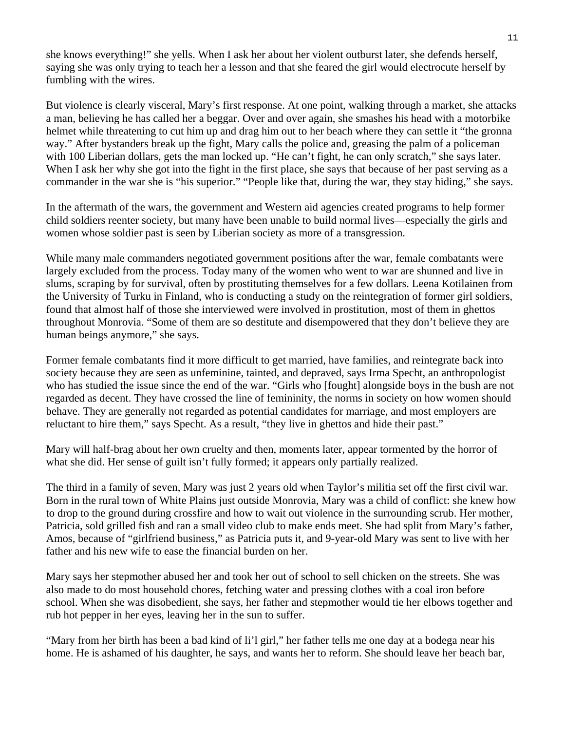she knows everything!" she yells. When I ask her about her violent outburst later, she defends herself, saying she was only trying to teach her a lesson and that she feared the girl would electrocute herself by fumbling with the wires.

But violence is clearly visceral, Mary's first response. At one point, walking through a market, she attacks a man, believing he has called her a beggar. Over and over again, she smashes his head with a motorbike helmet while threatening to cut him up and drag him out to her beach where they can settle it "the gronna way." After bystanders break up the fight, Mary calls the police and, greasing the palm of a policeman with 100 Liberian dollars, gets the man locked up. "He can't fight, he can only scratch," she says later. When I ask her why she got into the fight in the first place, she says that because of her past serving as a commander in the war she is "his superior." "People like that, during the war, they stay hiding," she says.

In the aftermath of the wars, the government and Western aid agencies created programs to help former child soldiers reenter society, but many have been unable to build normal lives—especially the girls and women whose soldier past is seen by Liberian society as more of a transgression.

While many male commanders negotiated government positions after the war, female combatants were largely excluded from the process. Today many of the women who went to war are shunned and live in slums, scraping by for survival, often by prostituting themselves for a few dollars. Leena Kotilainen from the University of Turku in Finland, who is conducting a study on the reintegration of former girl soldiers, found that almost half of those she interviewed were involved in prostitution, most of them in ghettos throughout Monrovia. "Some of them are so destitute and disempowered that they don't believe they are human beings anymore," she says.

Former female combatants find it more difficult to get married, have families, and reintegrate back into society because they are seen as unfeminine, tainted, and depraved, says Irma Specht, an anthropologist who has studied the issue since the end of the war. "Girls who [fought] alongside boys in the bush are not regarded as decent. They have crossed the line of femininity, the norms in society on how women should behave. They are generally not regarded as potential candidates for marriage, and most employers are reluctant to hire them," says Specht. As a result, "they live in ghettos and hide their past."

Mary will half-brag about her own cruelty and then, moments later, appear tormented by the horror of what she did. Her sense of guilt isn't fully formed; it appears only partially realized.

The third in a family of seven, Mary was just 2 years old when Taylor's militia set off the first civil war. Born in the rural town of White Plains just outside Monrovia, Mary was a child of conflict: she knew how to drop to the ground during crossfire and how to wait out violence in the surrounding scrub. Her mother, Patricia, sold grilled fish and ran a small video club to make ends meet. She had split from Mary's father, Amos, because of "girlfriend business," as Patricia puts it, and 9-year-old Mary was sent to live with her father and his new wife to ease the financial burden on her.

Mary says her stepmother abused her and took her out of school to sell chicken on the streets. She was also made to do most household chores, fetching water and pressing clothes with a coal iron before school. When she was disobedient, she says, her father and stepmother would tie her elbows together and rub hot pepper in her eyes, leaving her in the sun to suffer.

"Mary from her birth has been a bad kind of li'l girl," her father tells me one day at a bodega near his home. He is ashamed of his daughter, he says, and wants her to reform. She should leave her beach bar,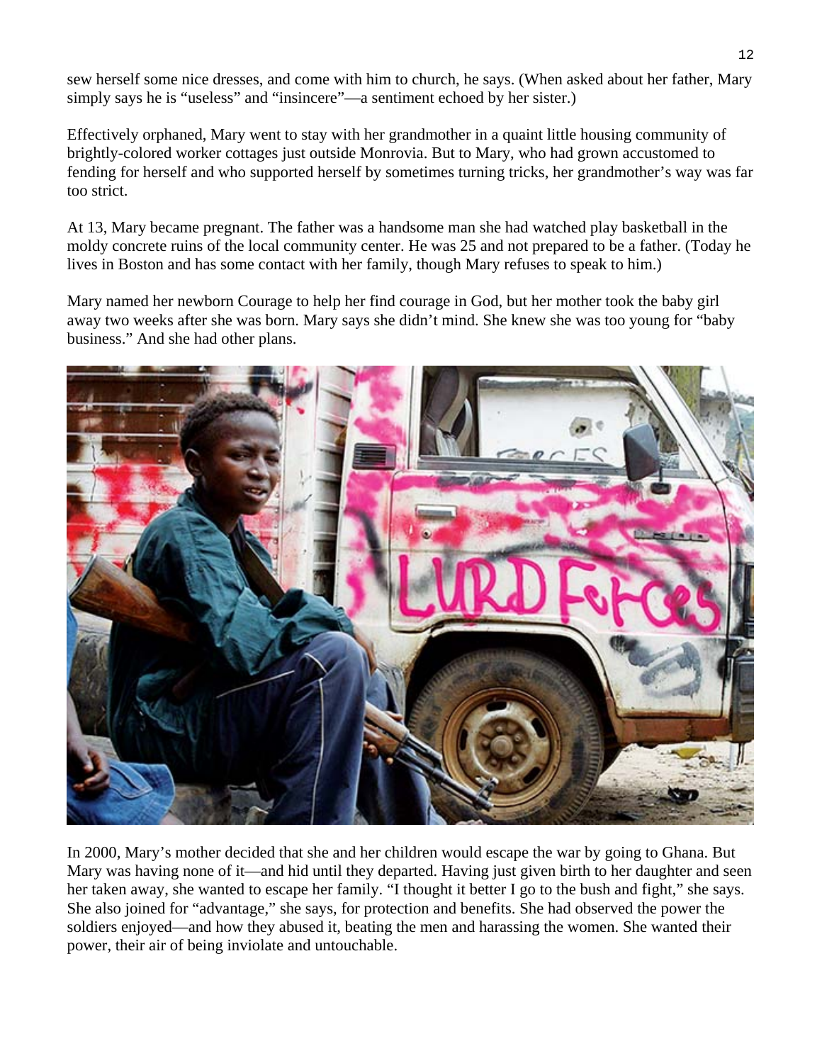sew herself some nice dresses, and come with him to church, he says. (When asked about her father, Mary simply says he is "useless" and "insincere"—a sentiment echoed by her sister.)

Effectively orphaned, Mary went to stay with her grandmother in a quaint little housing community of brightly-colored worker cottages just outside Monrovia. But to Mary, who had grown accustomed to fending for herself and who supported herself by sometimes turning tricks, her grandmother's way was far too strict.

At 13, Mary became pregnant. The father was a handsome man she had watched play basketball in the moldy concrete ruins of the local community center. He was 25 and not prepared to be a father. (Today he lives in Boston and has some contact with her family, though Mary refuses to speak to him.)

Mary named her newborn Courage to help her find courage in God, but her mother took the baby girl away two weeks after she was born. Mary says she didn't mind. She knew she was too young for "baby business." And she had other plans.

In 2000, Mary's mother decided that she and her children would escape the war by going to Ghana. But Mary was having none of it—and hid until they departed. Having just given birth to her daughter and seen her taken away, she wanted to escape her family. "I thought it better I go to the bush and fight," she says. She also joined for "advantage," she says, for protection and benefits. She had observed the power the soldiers enjoyed—and how they abused it, beating the men and harassing the women. She wanted their power, their air of being inviolate and untouchable.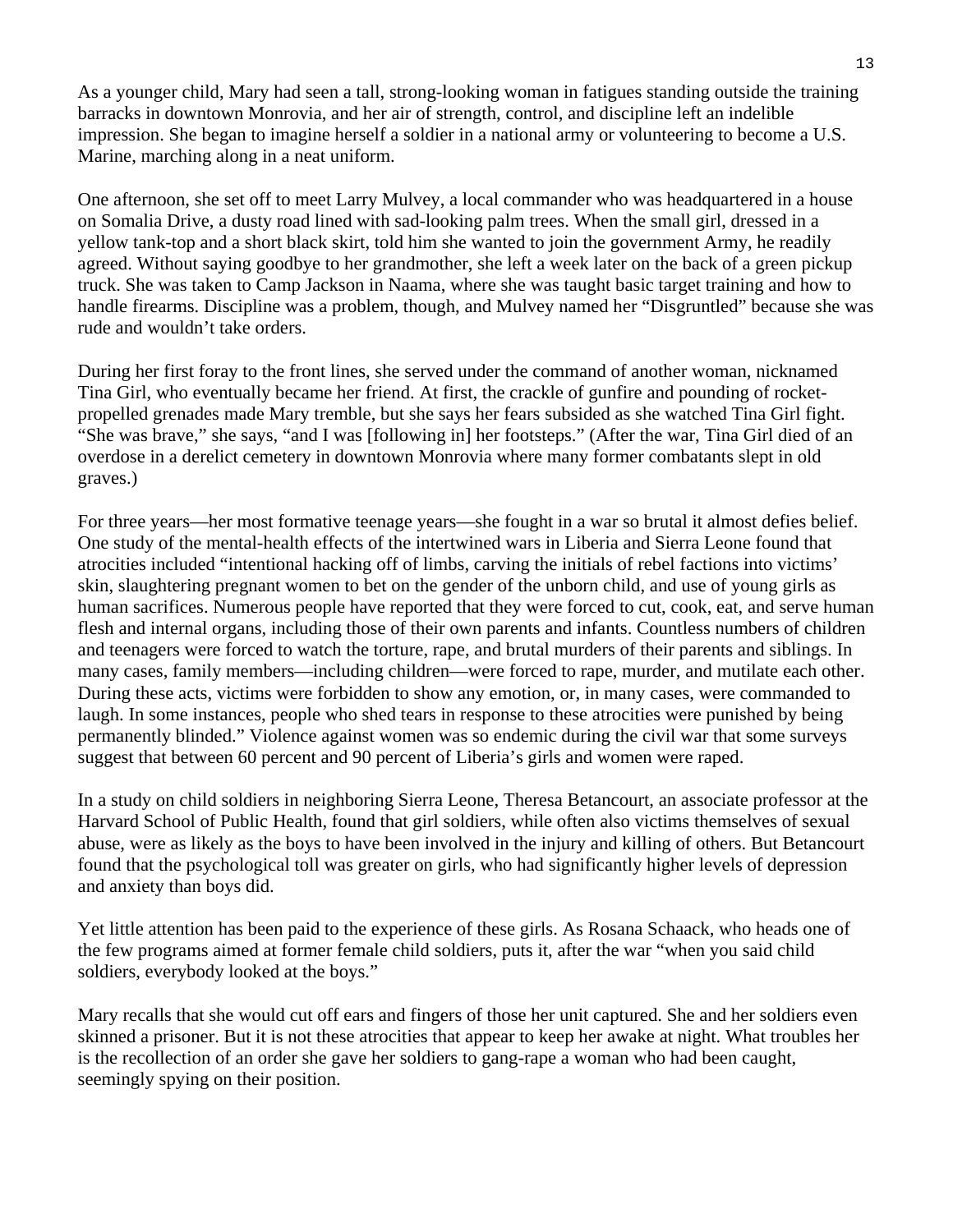As a younger child, Mary had seen a tall, strong-looking woman in fatigues standing outside the training barracks in downtown Monrovia, and her air of strength, control, and discipline left an indelible impression. She began to imagine herself a soldier in a national army or volunteering to become a U.S. Marine, marching along in a neat uniform.

One afternoon, she set off to meet Larry Mulvey, a local commander who was headquartered in a house on Somalia Drive, a dusty road lined with sad-looking palm trees. When the small girl, dressed in a yellow tank-top and a short black skirt, told him she wanted to join the government Army, he readily agreed. Without saying goodbye to her grandmother, she left a week later on the back of a green pickup truck. She was taken to Camp Jackson in Naama, where she was taught basic target training and how to handle firearms. Discipline was a problem, though, and Mulvey named her "Disgruntled" because she was rude and wouldn't take orders.

During her first foray to the front lines, she served under the command of another woman, nicknamed Tina Girl, who eventually became her friend. At first, the crackle of gunfire and pounding of rocket-propelled grenades made Mary tremble, but she says her fears subsided as she watched Tina Girl fight. "She was brave," she says, "and I was [following in] her footsteps." (After the war, Tina Girl died of an overdose in a derelict cemetery in downtown Monrovia where many former combatants slept in old graves.)

For three years—her most formative teenage years—she fought in a war so brutal it almost defies belief. One study of the mental-health effects of the intertwined wars in Liberia and Sierra Leone found that atrocities included "intentional hacking off of limbs, carving the initials of rebel factions into victims' skin, slaughtering pregnant women to bet on the gender of the unborn child, and use of young girls as human sacrifices. Numerous people have reported that they were forced to cut, cook, eat, and serve human flesh and internal organs, including those of their own parents and infants. Countless numbers of children and teenagers were forced to watch the torture, rape, and brutal murders of their parents and siblings. In many cases, family members—including children—were forced to rape, murder, and mutilate each other. During these acts, victims were forbidden to show any emotion, or, in many cases, were commanded to laugh. In some instances, people who shed tears in response to these atrocities were punished by being permanently blinded." Violence against women was so endemic during the civil war that some surveys suggest that between 60 percent and 90 percent of Liberia's girls and women were raped.

In a study on child soldiers in neighboring Sierra Leone, Theresa Betancourt, an associate professor at the Harvard School of Public Health, found that girl soldiers, while often also victims themselves of sexual abuse, were as likely as the boys to have been involved in the injury and killing of others. But Betancourt found that the psychological toll was greater on girls, who had significantly higher levels of depression and anxiety than boys did.

Yet little attention has been paid to the experience of these girls. As Rosana Schaack, who heads one of the few programs aimed at former female child soldiers, puts it, after the war "when you said child soldiers, everybody looked at the boys."

Mary recalls that she would cut off ears and fingers of those her unit captured. She and her soldiers even skinned a prisoner. But it is not these atrocities that appear to keep her awake at night. What troubles her is the recollection of an order she gave her soldiers to gang-rape a woman who had been caught, seemingly spying on their position.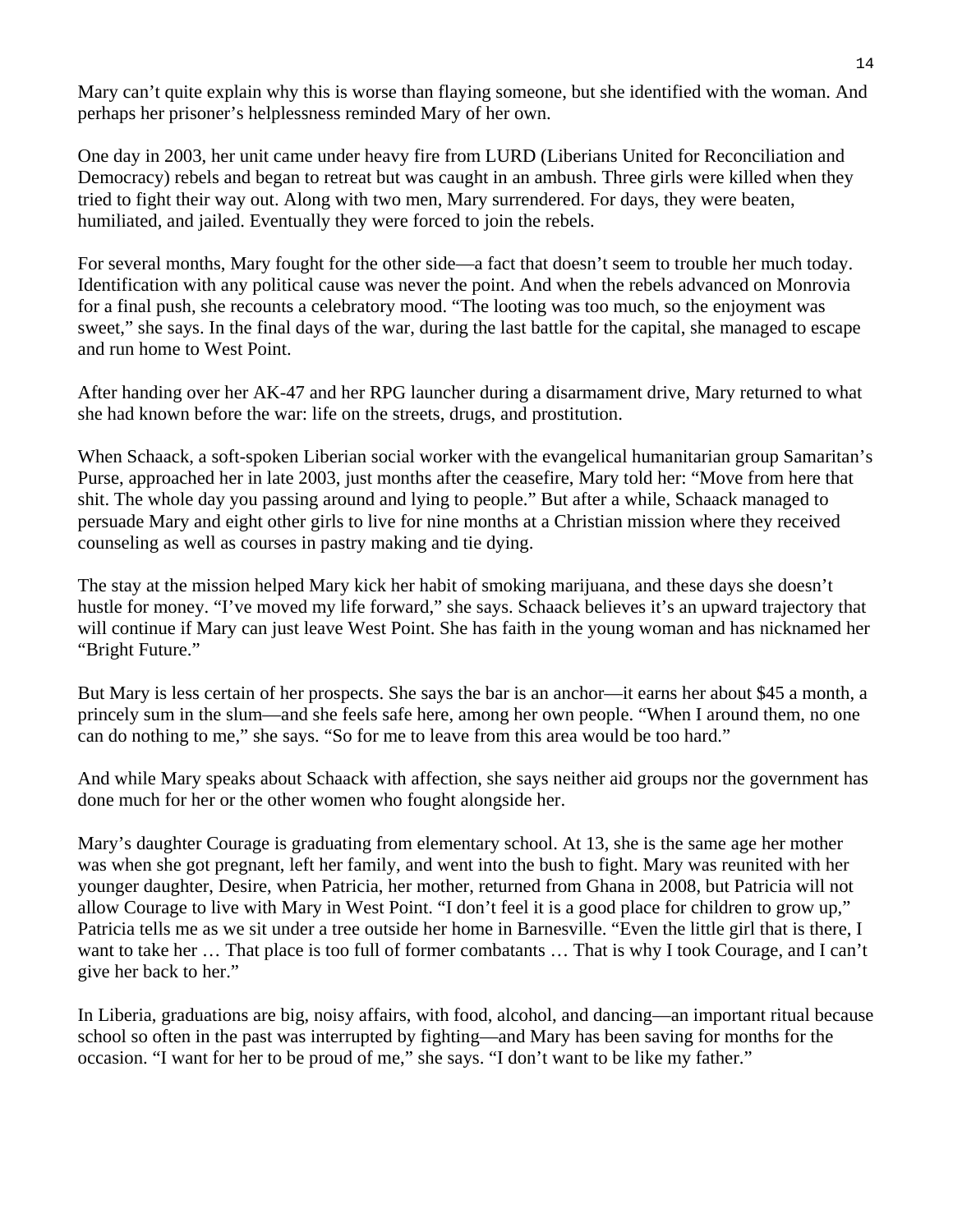Mary can't quite explain why this is worse than flaying someone, but she identified with the woman. And perhaps her prisoner's helplessness reminded Mary of her own.

One day in 2003, her unit came under heavy fire from LURD (Liberians United for Reconciliation and Democracy) rebels and began to retreat but was caught in an ambush. Three girls were killed when they tried to fight their way out. Along with two men, Mary surrendered. For days, they were beaten, humiliated, and jailed. Eventually they were forced to join the rebels.

For several months, Mary fought for the other side—a fact that doesn't seem to trouble her much today. Identification with any political cause was never the point. And when the rebels advanced on Monrovia for a final push, she recounts a celebratory mood. "The looting was too much, so the enjoyment was sweet," she says. In the final days of the war, during the last battle for the capital, she managed to escape and run home to West Point.

After handing over her AK-47 and her RPG launcher during a disarmament drive, Mary returned to what she had known before the war: life on the streets, drugs, and prostitution.

When Schaack, a soft-spoken Liberian social worker with the evangelical humanitarian group Samaritan's Purse, approached her in late 2003, just months after the ceasefire, Mary told her: "Move from here that shit. The whole day you passing around and lying to people." But after a while, Schaack managed to persuade Mary and eight other girls to live for nine months at a Christian mission where they received counseling as well as courses in pastry making and tie dying.

The stay at the mission helped Mary kick her habit of smoking marijuana, and these days she doesn't hustle for money. "I've moved my life forward," she says. Schaack believes it's an upward trajectory that will continue if Mary can just leave West Point. She has faith in the young woman and has nicknamed her "Bright Future."

But Mary is less certain of her prospects. She says the bar is an anchor—it earns her about $45 a month, a princely sum in the slum—and she feels safe here, among her own people. "When I around them, no one can do nothing to me," she says. "So for me to leave from this area would be too hard."

And while Mary speaks about Schaack with affection, she says neither aid groups nor the government has done much for her or the other women who fought alongside her.

Mary's daughter Courage is graduating from elementary school. At 13, she is the same age her mother was when she got pregnant, left her family, and went into the bush to fight. Mary was reunited with her younger daughter, Desire, when Patricia, her mother, returned from Ghana in 2008, but Patricia will not allow Courage to live with Mary in West Point. "I don't feel it is a good place for children to grow up," Patricia tells me as we sit under a tree outside her home in Barnesville. "Even the little girl that is there, I want to take her … That place is too full of former combatants … That is why I took Courage, and I can't give her back to her."

In Liberia, graduations are big, noisy affairs, with food, alcohol, and dancing—an important ritual because school so often in the past was interrupted by fighting—and Mary has been saving for months for the occasion. "I want for her to be proud of me," she says. "I don't want to be like my father."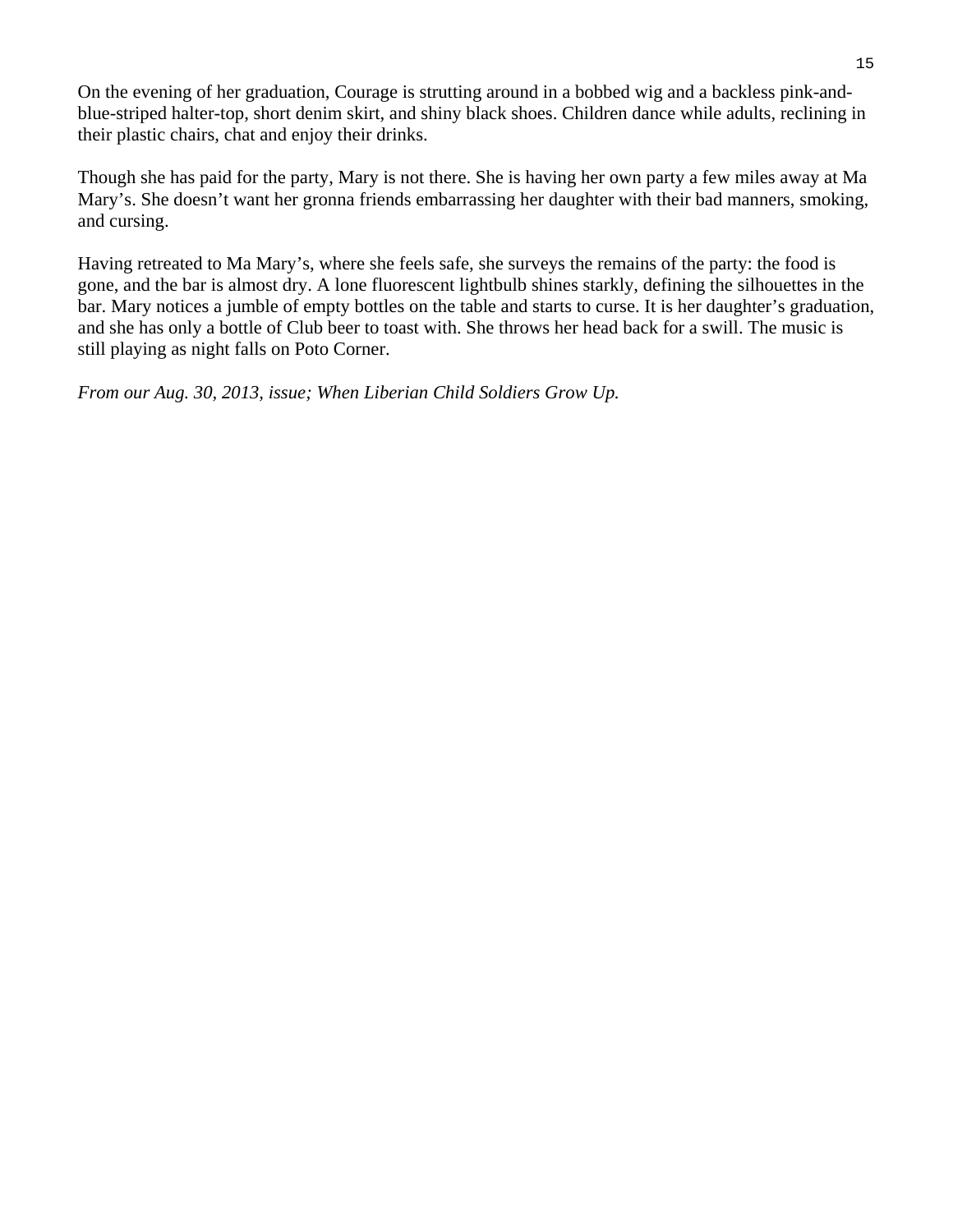On the evening of her graduation, Courage is strutting around in a bobbed wig and a backless pink-and-blue-striped halter-top, short denim skirt, and shiny black shoes. Children dance while adults, reclining in their plastic chairs, chat and enjoy their drinks.

Though she has paid for the party, Mary is not there. She is having her own party a few miles away at Ma Mary's. She doesn't want her gronna friends embarrassing her daughter with their bad manners, smoking, and cursing.

Having retreated to Ma Mary's, where she feels safe, she surveys the remains of the party: the food is gone, and the bar is almost dry. A lone fluorescent lightbulb shines starkly, defining the silhouettes in the bar. Mary notices a jumble of empty bottles on the table and starts to curse. It is her daughter's graduation, and she has only a bottle of Club beer to toast with. She throws her head back for a swill. The music is still playing as night falls on Poto Corner.

*From our Aug. 30, 2013, issue; When Liberian Child Soldiers Grow Up.*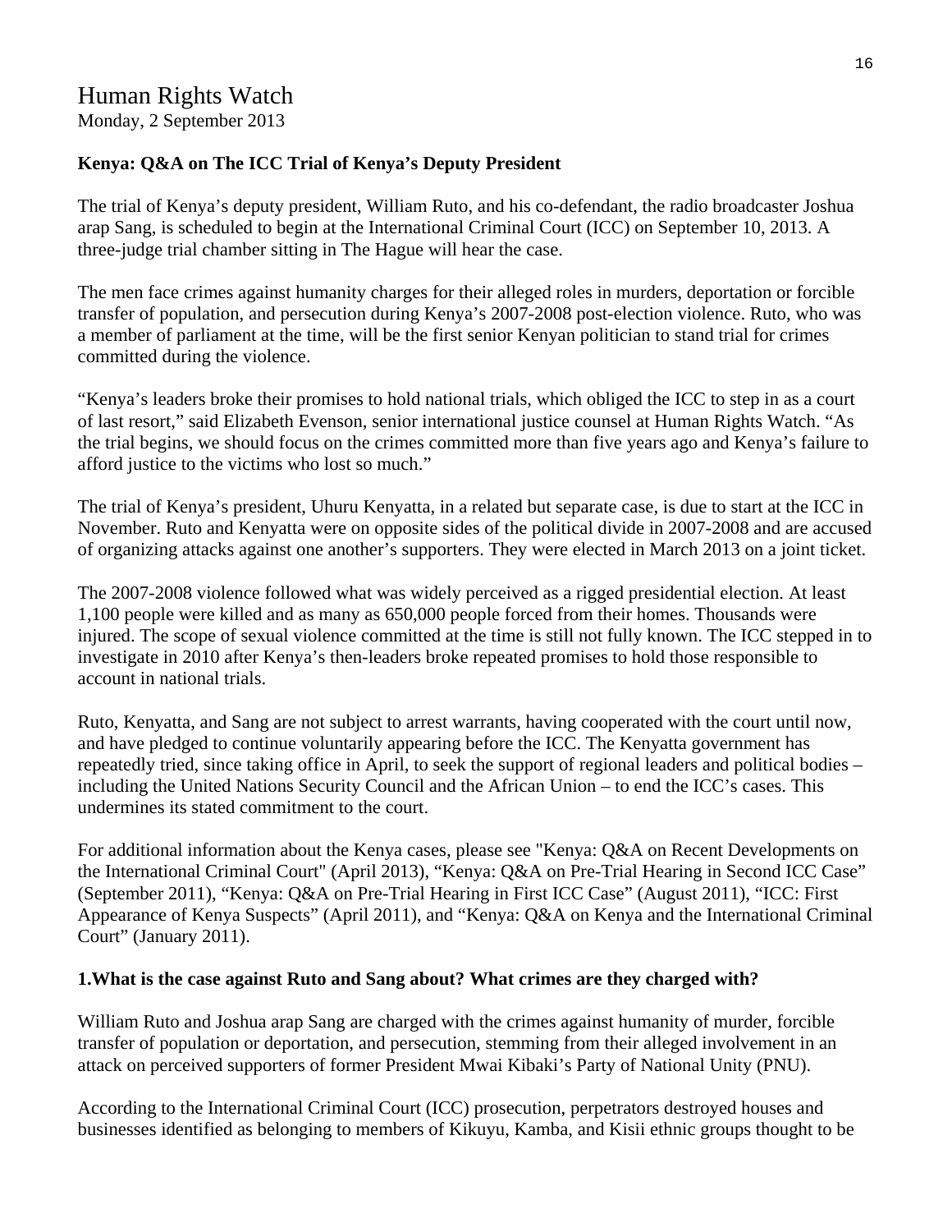# Human Rights Watch

Monday, 2 September 2013

**Kenya: Q&A on The ICC Trial of Kenya's Deputy President**

The trial of Kenya's deputy president, William Ruto, and his co-defendant, the radio broadcaster Joshua arap Sang, is scheduled to begin at the International Criminal Court (ICC) on September 10, 2013. A three-judge trial chamber sitting in The Hague will hear the case.

The men face crimes against humanity charges for their alleged roles in murders, deportation or forcible transfer of population, and persecution during Kenya's 2007-2008 post-election violence. Ruto, who was a member of parliament at the time, will be the first senior Kenyan politician to stand trial for crimes committed during the violence.

"Kenya's leaders broke their promises to hold national trials, which obliged the ICC to step in as a court of last resort," said Elizabeth Evenson, senior international justice counsel at Human Rights Watch. "As the trial begins, we should focus on the crimes committed more than five years ago and Kenya's failure to afford justice to the victims who lost so much."

The trial of Kenya's president, Uhuru Kenyatta, in a related but separate case, is due to start at the ICC in November. Ruto and Kenyatta were on opposite sides of the political divide in 2007-2008 and are accused of organizing attacks against one another's supporters. They were elected in March 2013 on a joint ticket.

The 2007-2008 violence followed what was widely perceived as a rigged presidential election. At least 1,100 people were killed and as many as 650,000 people forced from their homes. Thousands were injured. The scope of sexual violence committed at the time is still not fully known. The ICC stepped in to investigate in 2010 after Kenya's then-leaders broke repeated promises to hold those responsible to account in national trials.

Ruto, Kenyatta, and Sang are not subject to arrest warrants, having cooperated with the court until now, and have pledged to continue voluntarily appearing before the ICC. The Kenyatta government has repeatedly tried, since taking office in April, to seek the support of regional leaders and political bodies – including the United Nations Security Council and the African Union – to end the ICC's cases. This undermines its stated commitment to the court.

For additional information about the Kenya cases, please see "Kenya: Q&A on Recent Developments on the International Criminal Court" (April 2013), "Kenya: Q&A on Pre-Trial Hearing in Second ICC Case" (September 2011), "Kenya: Q&A on Pre-Trial Hearing in First ICC Case" (August 2011), "ICC: First Appearance of Kenya Suspects" (April 2011), and "Kenya: Q&A on Kenya and the International Criminal Court" (January 2011).

**1.What is the case against Ruto and Sang about? What crimes are they charged with?**

William Ruto and Joshua arap Sang are charged with the crimes against humanity of murder, forcible transfer of population or deportation, and persecution, stemming from their alleged involvement in an attack on perceived supporters of former President Mwai Kibaki's Party of National Unity (PNU).

According to the International Criminal Court (ICC) prosecution, perpetrators destroyed houses and businesses identified as belonging to members of Kikuyu, Kamba, and Kisii ethnic groups thought to be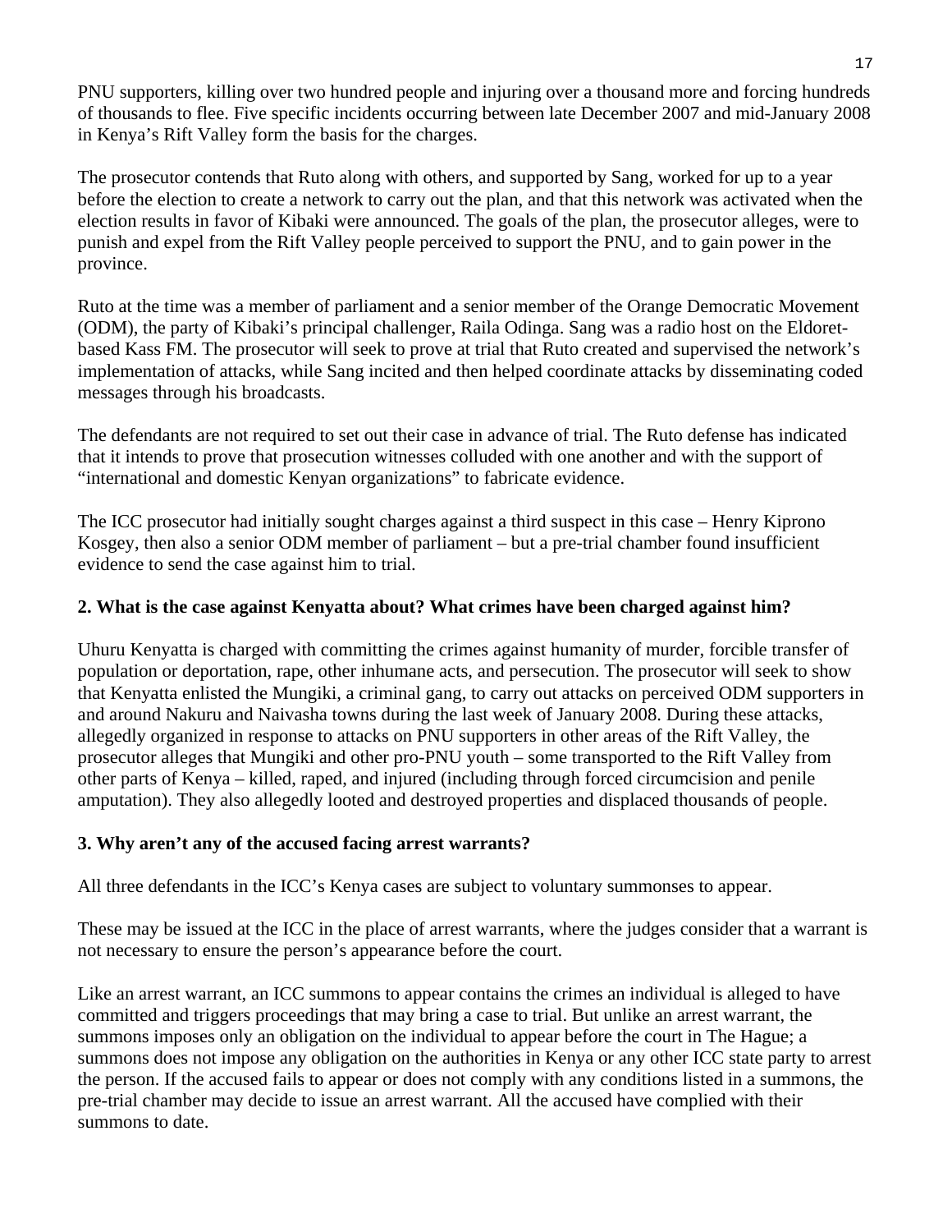PNU supporters, killing over two hundred people and injuring over a thousand more and forcing hundreds of thousands to flee. Five specific incidents occurring between late December 2007 and mid-January 2008 in Kenya's Rift Valley form the basis for the charges.

The prosecutor contends that Ruto along with others, and supported by Sang, worked for up to a year before the election to create a network to carry out the plan, and that this network was activated when the election results in favor of Kibaki were announced. The goals of the plan, the prosecutor alleges, were to punish and expel from the Rift Valley people perceived to support the PNU, and to gain power in the province.

Ruto at the time was a member of parliament and a senior member of the Orange Democratic Movement (ODM), the party of Kibaki's principal challenger, Raila Odinga. Sang was a radio host on the Eldoret-based Kass FM. The prosecutor will seek to prove at trial that Ruto created and supervised the network's implementation of attacks, while Sang incited and then helped coordinate attacks by disseminating coded messages through his broadcasts.

The defendants are not required to set out their case in advance of trial. The Ruto defense has indicated that it intends to prove that prosecution witnesses colluded with one another and with the support of "international and domestic Kenyan organizations" to fabricate evidence.

The ICC prosecutor had initially sought charges against a third suspect in this case – Henry Kiprono Kosgey, then also a senior ODM member of parliament – but a pre-trial chamber found insufficient evidence to send the case against him to trial.

### 2. What is the case against Kenyatta about? What crimes have been charged against him?

Uhuru Kenyatta is charged with committing the crimes against humanity of murder, forcible transfer of population or deportation, rape, other inhumane acts, and persecution. The prosecutor will seek to show that Kenyatta enlisted the Mungiki, a criminal gang, to carry out attacks on perceived ODM supporters in and around Nakuru and Naivasha towns during the last week of January 2008. During these attacks, allegedly organized in response to attacks on PNU supporters in other areas of the Rift Valley, the prosecutor alleges that Mungiki and other pro-PNU youth – some transported to the Rift Valley from other parts of Kenya – killed, raped, and injured (including through forced circumcision and penile amputation). They also allegedly looted and destroyed properties and displaced thousands of people.

### 3. Why aren't any of the accused facing arrest warrants?

All three defendants in the ICC's Kenya cases are subject to voluntary summonses to appear.

These may be issued at the ICC in the place of arrest warrants, where the judges consider that a warrant is not necessary to ensure the person's appearance before the court.

Like an arrest warrant, an ICC summons to appear contains the crimes an individual is alleged to have committed and triggers proceedings that may bring a case to trial. But unlike an arrest warrant, the summons imposes only an obligation on the individual to appear before the court in The Hague; a summons does not impose any obligation on the authorities in Kenya or any other ICC state party to arrest the person. If the accused fails to appear or does not comply with any conditions listed in a summons, the pre-trial chamber may decide to issue an arrest warrant. All the accused have complied with their summons to date.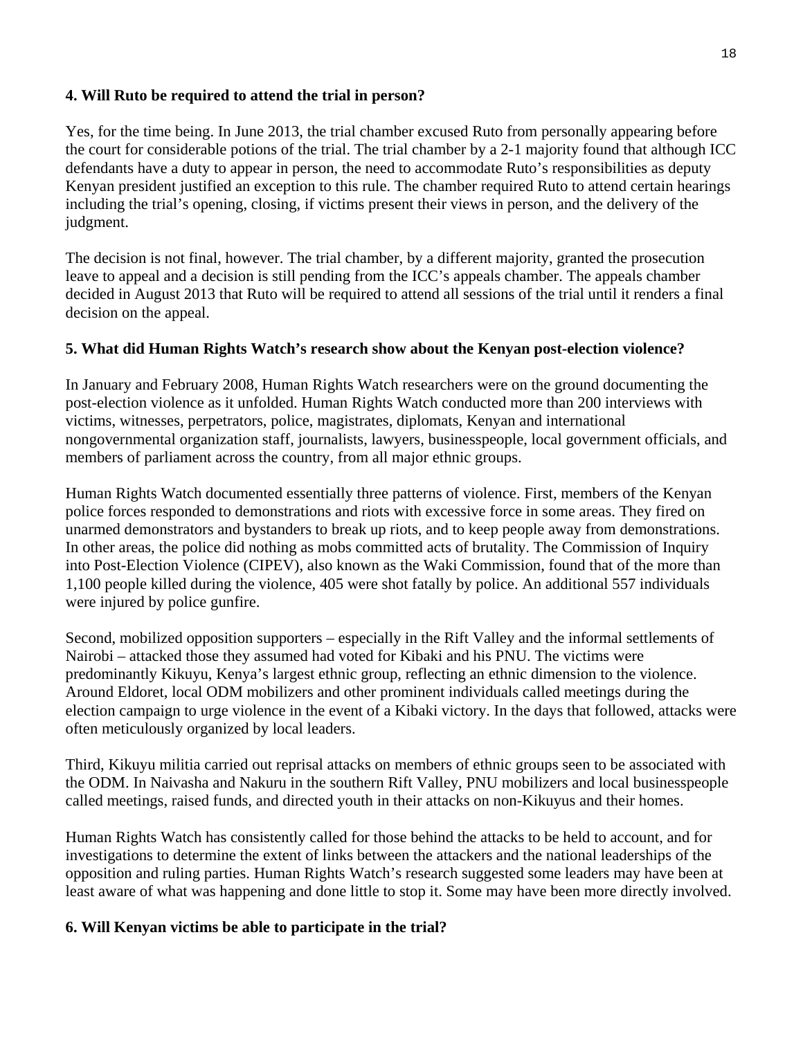**4. Will Ruto be required to attend the trial in person?**

Yes, for the time being. In June 2013, the trial chamber excused Ruto from personally appearing before the court for considerable potions of the trial. The trial chamber by a 2-1 majority found that although ICC defendants have a duty to appear in person, the need to accommodate Ruto's responsibilities as deputy Kenyan president justified an exception to this rule. The chamber required Ruto to attend certain hearings including the trial's opening, closing, if victims present their views in person, and the delivery of the judgment.

The decision is not final, however. The trial chamber, by a different majority, granted the prosecution leave to appeal and a decision is still pending from the ICC's appeals chamber. The appeals chamber decided in August 2013 that Ruto will be required to attend all sessions of the trial until it renders a final decision on the appeal.

**5. What did Human Rights Watch's research show about the Kenyan post-election violence?**

In January and February 2008, Human Rights Watch researchers were on the ground documenting the post-election violence as it unfolded. Human Rights Watch conducted more than 200 interviews with victims, witnesses, perpetrators, police, magistrates, diplomats, Kenyan and international nongovernmental organization staff, journalists, lawyers, businesspeople, local government officials, and members of parliament across the country, from all major ethnic groups.

Human Rights Watch documented essentially three patterns of violence. First, members of the Kenyan police forces responded to demonstrations and riots with excessive force in some areas. They fired on unarmed demonstrators and bystanders to break up riots, and to keep people away from demonstrations. In other areas, the police did nothing as mobs committed acts of brutality. The Commission of Inquiry into Post-Election Violence (CIPEV), also known as the Waki Commission, found that of the more than 1,100 people killed during the violence, 405 were shot fatally by police. An additional 557 individuals were injured by police gunfire.

Second, mobilized opposition supporters – especially in the Rift Valley and the informal settlements of Nairobi – attacked those they assumed had voted for Kibaki and his PNU. The victims were predominantly Kikuyu, Kenya's largest ethnic group, reflecting an ethnic dimension to the violence. Around Eldoret, local ODM mobilizers and other prominent individuals called meetings during the election campaign to urge violence in the event of a Kibaki victory. In the days that followed, attacks were often meticulously organized by local leaders.

Third, Kikuyu militia carried out reprisal attacks on members of ethnic groups seen to be associated with the ODM. In Naivasha and Nakuru in the southern Rift Valley, PNU mobilizers and local businesspeople called meetings, raised funds, and directed youth in their attacks on non-Kikuyus and their homes.

Human Rights Watch has consistently called for those behind the attacks to be held to account, and for investigations to determine the extent of links between the attackers and the national leaderships of the opposition and ruling parties. Human Rights Watch's research suggested some leaders may have been at least aware of what was happening and done little to stop it. Some may have been more directly involved.

**6. Will Kenyan victims be able to participate in the trial?**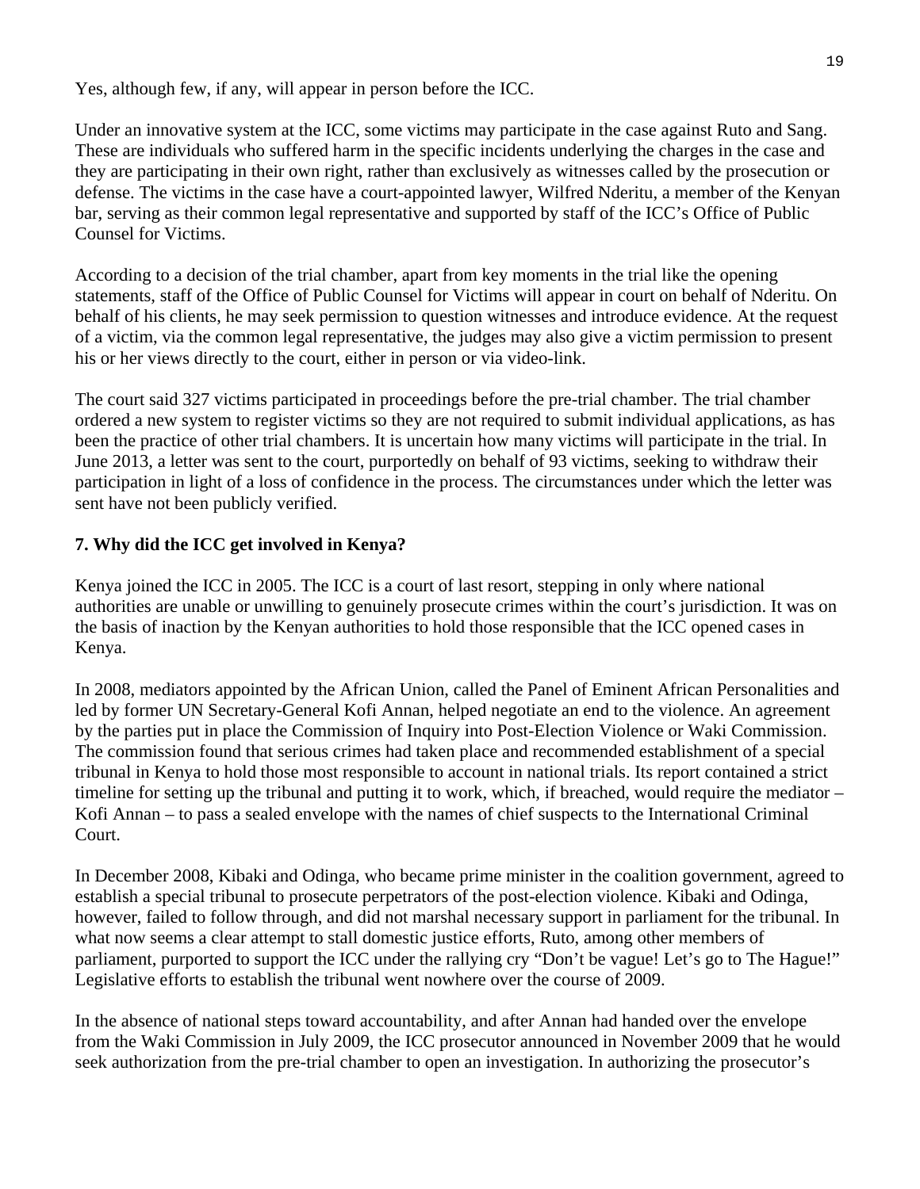Yes, although few, if any, will appear in person before the ICC.

Under an innovative system at the ICC, some victims may participate in the case against Ruto and Sang. These are individuals who suffered harm in the specific incidents underlying the charges in the case and they are participating in their own right, rather than exclusively as witnesses called by the prosecution or defense. The victims in the case have a court-appointed lawyer, Wilfred Nderitu, a member of the Kenyan bar, serving as their common legal representative and supported by staff of the ICC's Office of Public Counsel for Victims.

According to a decision of the trial chamber, apart from key moments in the trial like the opening statements, staff of the Office of Public Counsel for Victims will appear in court on behalf of Nderitu. On behalf of his clients, he may seek permission to question witnesses and introduce evidence. At the request of a victim, via the common legal representative, the judges may also give a victim permission to present his or her views directly to the court, either in person or via video-link.

The court said 327 victims participated in proceedings before the pre-trial chamber. The trial chamber ordered a new system to register victims so they are not required to submit individual applications, as has been the practice of other trial chambers. It is uncertain how many victims will participate in the trial. In June 2013, a letter was sent to the court, purportedly on behalf of 93 victims, seeking to withdraw their participation in light of a loss of confidence in the process. The circumstances under which the letter was sent have not been publicly verified.

### 7. Why did the ICC get involved in Kenya?

Kenya joined the ICC in 2005. The ICC is a court of last resort, stepping in only where national authorities are unable or unwilling to genuinely prosecute crimes within the court's jurisdiction. It was on the basis of inaction by the Kenyan authorities to hold those responsible that the ICC opened cases in Kenya.

In 2008, mediators appointed by the African Union, called the Panel of Eminent African Personalities and led by former UN Secretary-General Kofi Annan, helped negotiate an end to the violence. An agreement by the parties put in place the Commission of Inquiry into Post-Election Violence or Waki Commission. The commission found that serious crimes had taken place and recommended establishment of a special tribunal in Kenya to hold those most responsible to account in national trials. Its report contained a strict timeline for setting up the tribunal and putting it to work, which, if breached, would require the mediator – Kofi Annan – to pass a sealed envelope with the names of chief suspects to the International Criminal Court.

In December 2008, Kibaki and Odinga, who became prime minister in the coalition government, agreed to establish a special tribunal to prosecute perpetrators of the post-election violence. Kibaki and Odinga, however, failed to follow through, and did not marshal necessary support in parliament for the tribunal. In what now seems a clear attempt to stall domestic justice efforts, Ruto, among other members of parliament, purported to support the ICC under the rallying cry "Don't be vague! Let's go to The Hague!" Legislative efforts to establish the tribunal went nowhere over the course of 2009.

In the absence of national steps toward accountability, and after Annan had handed over the envelope from the Waki Commission in July 2009, the ICC prosecutor announced in November 2009 that he would seek authorization from the pre-trial chamber to open an investigation. In authorizing the prosecutor's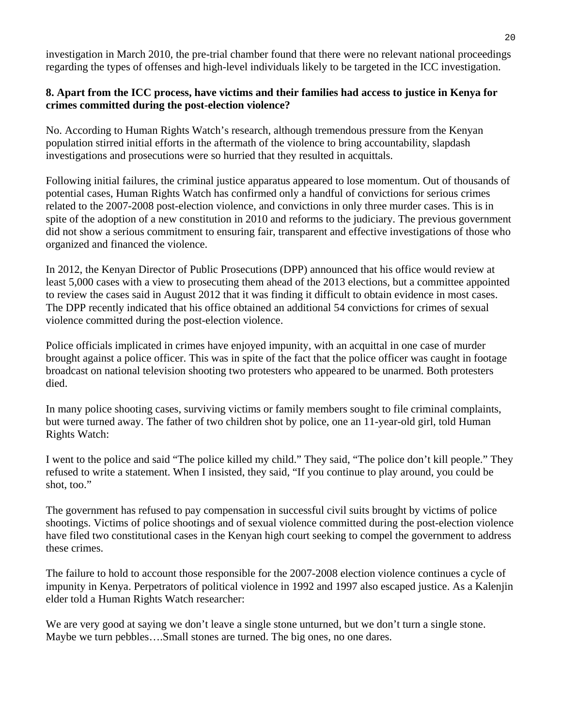investigation in March 2010, the pre-trial chamber found that there were no relevant national proceedings regarding the types of offenses and high-level individuals likely to be targeted in the ICC investigation.

**8. Apart from the ICC process, have victims and their families had access to justice in Kenya for crimes committed during the post-election violence?**

No. According to Human Rights Watch's research, although tremendous pressure from the Kenyan population stirred initial efforts in the aftermath of the violence to bring accountability, slapdash investigations and prosecutions were so hurried that they resulted in acquittals.

Following initial failures, the criminal justice apparatus appeared to lose momentum. Out of thousands of potential cases, Human Rights Watch has confirmed only a handful of convictions for serious crimes related to the 2007-2008 post-election violence, and convictions in only three murder cases. This is in spite of the adoption of a new constitution in 2010 and reforms to the judiciary. The previous government did not show a serious commitment to ensuring fair, transparent and effective investigations of those who organized and financed the violence.

In 2012, the Kenyan Director of Public Prosecutions (DPP) announced that his office would review at least 5,000 cases with a view to prosecuting them ahead of the 2013 elections, but a committee appointed to review the cases said in August 2012 that it was finding it difficult to obtain evidence in most cases. The DPP recently indicated that his office obtained an additional 54 convictions for crimes of sexual violence committed during the post-election violence.

Police officials implicated in crimes have enjoyed impunity, with an acquittal in one case of murder brought against a police officer. This was in spite of the fact that the police officer was caught in footage broadcast on national television shooting two protesters who appeared to be unarmed. Both protesters died.

In many police shooting cases, surviving victims or family members sought to file criminal complaints, but were turned away. The father of two children shot by police, one an 11-year-old girl, told Human Rights Watch:

I went to the police and said "The police killed my child." They said, "The police don't kill people." They refused to write a statement. When I insisted, they said, "If you continue to play around, you could be shot, too."

The government has refused to pay compensation in successful civil suits brought by victims of police shootings. Victims of police shootings and of sexual violence committed during the post-election violence have filed two constitutional cases in the Kenyan high court seeking to compel the government to address these crimes.

The failure to hold to account those responsible for the 2007-2008 election violence continues a cycle of impunity in Kenya. Perpetrators of political violence in 1992 and 1997 also escaped justice. As a Kalenjin elder told a Human Rights Watch researcher:

We are very good at saying we don't leave a single stone unturned, but we don't turn a single stone. Maybe we turn pebbles….Small stones are turned. The big ones, no one dares.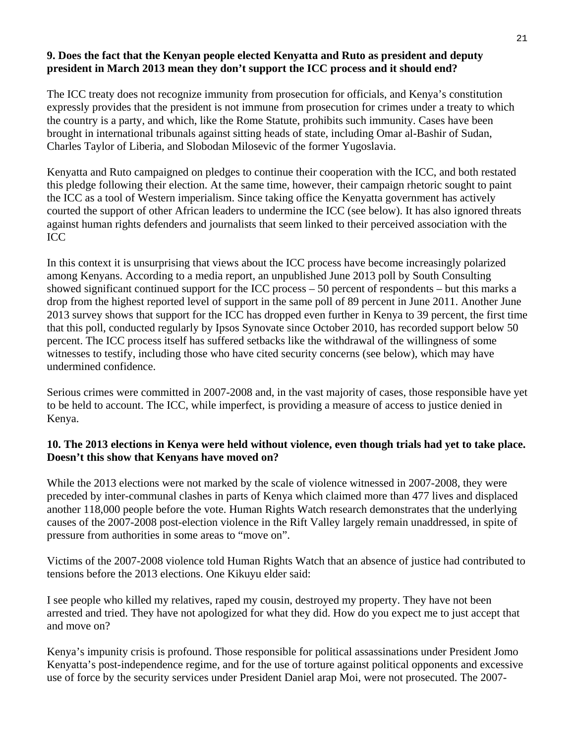**9. Does the fact that the Kenyan people elected Kenyatta and Ruto as president and deputy president in March 2013 mean they don't support the ICC process and it should end?**

The ICC treaty does not recognize immunity from prosecution for officials, and Kenya's constitution expressly provides that the president is not immune from prosecution for crimes under a treaty to which the country is a party, and which, like the Rome Statute, prohibits such immunity. Cases have been brought in international tribunals against sitting heads of state, including Omar al-Bashir of Sudan, Charles Taylor of Liberia, and Slobodan Milosevic of the former Yugoslavia.

Kenyatta and Ruto campaigned on pledges to continue their cooperation with the ICC, and both restated this pledge following their election. At the same time, however, their campaign rhetoric sought to paint the ICC as a tool of Western imperialism. Since taking office the Kenyatta government has actively courted the support of other African leaders to undermine the ICC (see below). It has also ignored threats against human rights defenders and journalists that seem linked to their perceived association with the ICC

In this context it is unsurprising that views about the ICC process have become increasingly polarized among Kenyans. According to a media report, an unpublished June 2013 poll by South Consulting showed significant continued support for the ICC process – 50 percent of respondents – but this marks a drop from the highest reported level of support in the same poll of 89 percent in June 2011. Another June 2013 survey shows that support for the ICC has dropped even further in Kenya to 39 percent, the first time that this poll, conducted regularly by Ipsos Synovate since October 2010, has recorded support below 50 percent. The ICC process itself has suffered setbacks like the withdrawal of the willingness of some witnesses to testify, including those who have cited security concerns (see below), which may have undermined confidence.

Serious crimes were committed in 2007-2008 and, in the vast majority of cases, those responsible have yet to be held to account. The ICC, while imperfect, is providing a measure of access to justice denied in Kenya.

**10. The 2013 elections in Kenya were held without violence, even though trials had yet to take place. Doesn't this show that Kenyans have moved on?**

While the 2013 elections were not marked by the scale of violence witnessed in 2007-2008, they were preceded by inter-communal clashes in parts of Kenya which claimed more than 477 lives and displaced another 118,000 people before the vote. Human Rights Watch research demonstrates that the underlying causes of the 2007-2008 post-election violence in the Rift Valley largely remain unaddressed, in spite of pressure from authorities in some areas to "move on".

Victims of the 2007-2008 violence told Human Rights Watch that an absence of justice had contributed to tensions before the 2013 elections. One Kikuyu elder said:

I see people who killed my relatives, raped my cousin, destroyed my property. They have not been arrested and tried. They have not apologized for what they did. How do you expect me to just accept that and move on?

Kenya's impunity crisis is profound. Those responsible for political assassinations under President Jomo Kenyatta's post-independence regime, and for the use of torture against political opponents and excessive use of force by the security services under President Daniel arap Moi, were not prosecuted. The 2007-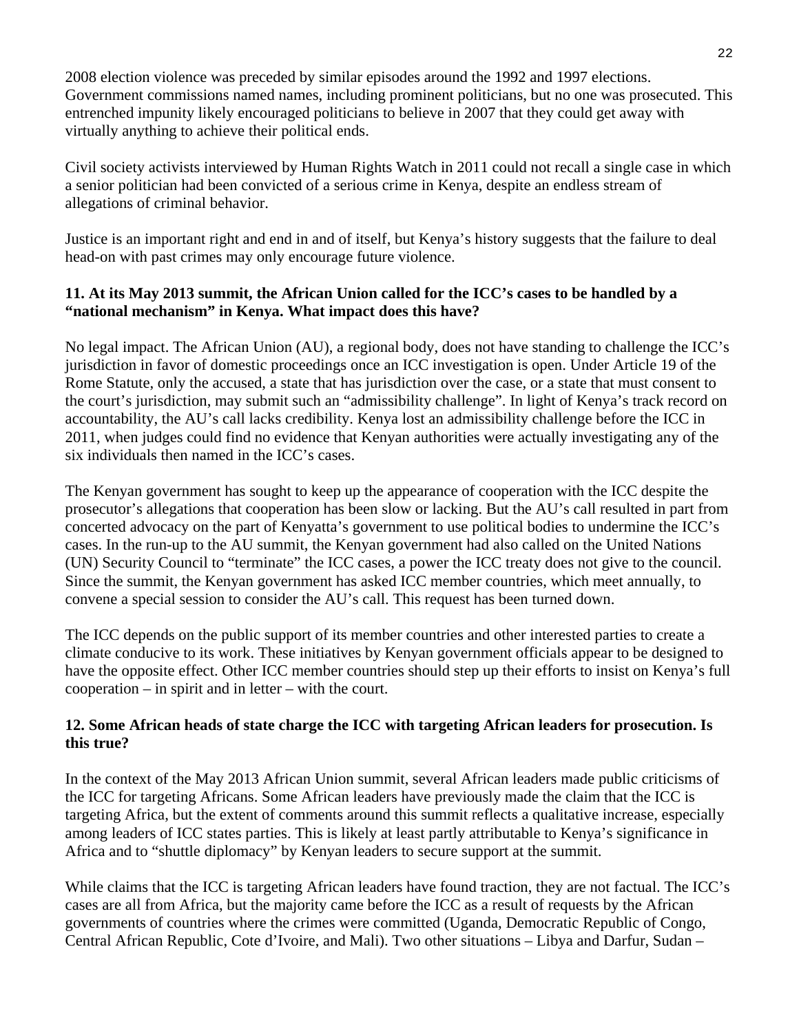2008 election violence was preceded by similar episodes around the 1992 and 1997 elections. Government commissions named names, including prominent politicians, but no one was prosecuted. This entrenched impunity likely encouraged politicians to believe in 2007 that they could get away with virtually anything to achieve their political ends.

Civil society activists interviewed by Human Rights Watch in 2011 could not recall a single case in which a senior politician had been convicted of a serious crime in Kenya, despite an endless stream of allegations of criminal behavior.

Justice is an important right and end in and of itself, but Kenya's history suggests that the failure to deal head-on with past crimes may only encourage future violence.

**11. At its May 2013 summit, the African Union called for the ICC's cases to be handled by a "national mechanism" in Kenya. What impact does this have?**

No legal impact. The African Union (AU), a regional body, does not have standing to challenge the ICC's jurisdiction in favor of domestic proceedings once an ICC investigation is open. Under Article 19 of the Rome Statute, only the accused, a state that has jurisdiction over the case, or a state that must consent to the court's jurisdiction, may submit such an "admissibility challenge". In light of Kenya's track record on accountability, the AU's call lacks credibility. Kenya lost an admissibility challenge before the ICC in 2011, when judges could find no evidence that Kenyan authorities were actually investigating any of the six individuals then named in the ICC's cases.

The Kenyan government has sought to keep up the appearance of cooperation with the ICC despite the prosecutor's allegations that cooperation has been slow or lacking. But the AU's call resulted in part from concerted advocacy on the part of Kenyatta's government to use political bodies to undermine the ICC's cases. In the run-up to the AU summit, the Kenyan government had also called on the United Nations (UN) Security Council to "terminate" the ICC cases, a power the ICC treaty does not give to the council. Since the summit, the Kenyan government has asked ICC member countries, which meet annually, to convene a special session to consider the AU's call. This request has been turned down.

The ICC depends on the public support of its member countries and other interested parties to create a climate conducive to its work. These initiatives by Kenyan government officials appear to be designed to have the opposite effect. Other ICC member countries should step up their efforts to insist on Kenya's full cooperation – in spirit and in letter – with the court.

**12. Some African heads of state charge the ICC with targeting African leaders for prosecution. Is this true?**

In the context of the May 2013 African Union summit, several African leaders made public criticisms of the ICC for targeting Africans. Some African leaders have previously made the claim that the ICC is targeting Africa, but the extent of comments around this summit reflects a qualitative increase, especially among leaders of ICC states parties. This is likely at least partly attributable to Kenya's significance in Africa and to "shuttle diplomacy" by Kenyan leaders to secure support at the summit.

While claims that the ICC is targeting African leaders have found traction, they are not factual. The ICC's cases are all from Africa, but the majority came before the ICC as a result of requests by the African governments of countries where the crimes were committed (Uganda, Democratic Republic of Congo, Central African Republic, Cote d'Ivoire, and Mali). Two other situations – Libya and Darfur, Sudan –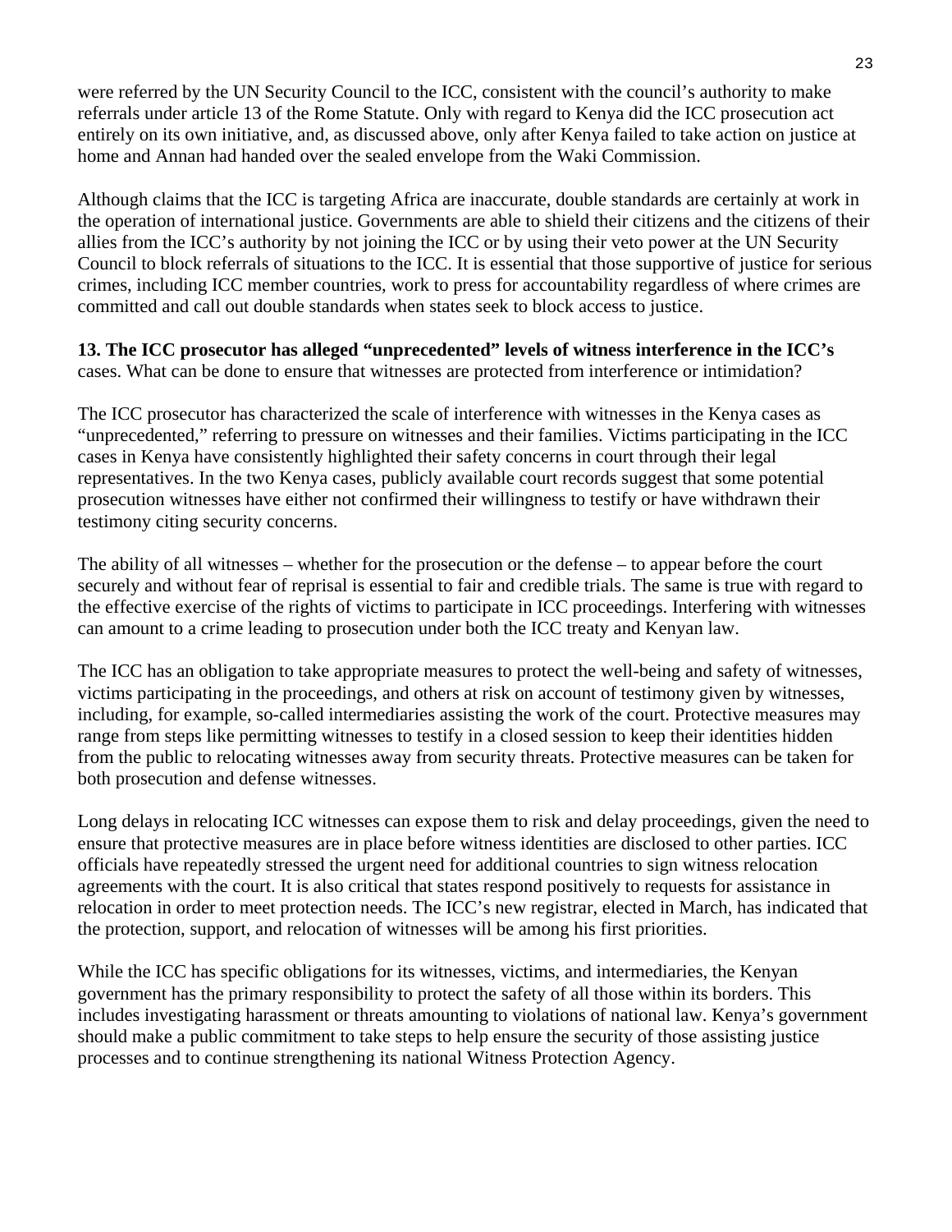were referred by the UN Security Council to the ICC, consistent with the council's authority to make referrals under article 13 of the Rome Statute. Only with regard to Kenya did the ICC prosecution act entirely on its own initiative, and, as discussed above, only after Kenya failed to take action on justice at home and Annan had handed over the sealed envelope from the Waki Commission.

Although claims that the ICC is targeting Africa are inaccurate, double standards are certainly at work in the operation of international justice. Governments are able to shield their citizens and the citizens of their allies from the ICC's authority by not joining the ICC or by using their veto power at the UN Security Council to block referrals of situations to the ICC. It is essential that those supportive of justice for serious crimes, including ICC member countries, work to press for accountability regardless of where crimes are committed and call out double standards when states seek to block access to justice.

**13. The ICC prosecutor has alleged "unprecedented" levels of witness interference in the ICC's** cases. What can be done to ensure that witnesses are protected from interference or intimidation?

The ICC prosecutor has characterized the scale of interference with witnesses in the Kenya cases as "unprecedented," referring to pressure on witnesses and their families. Victims participating in the ICC cases in Kenya have consistently highlighted their safety concerns in court through their legal representatives. In the two Kenya cases, publicly available court records suggest that some potential prosecution witnesses have either not confirmed their willingness to testify or have withdrawn their testimony citing security concerns.

The ability of all witnesses – whether for the prosecution or the defense – to appear before the court securely and without fear of reprisal is essential to fair and credible trials. The same is true with regard to the effective exercise of the rights of victims to participate in ICC proceedings. Interfering with witnesses can amount to a crime leading to prosecution under both the ICC treaty and Kenyan law.

The ICC has an obligation to take appropriate measures to protect the well-being and safety of witnesses, victims participating in the proceedings, and others at risk on account of testimony given by witnesses, including, for example, so-called intermediaries assisting the work of the court. Protective measures may range from steps like permitting witnesses to testify in a closed session to keep their identities hidden from the public to relocating witnesses away from security threats. Protective measures can be taken for both prosecution and defense witnesses.

Long delays in relocating ICC witnesses can expose them to risk and delay proceedings, given the need to ensure that protective measures are in place before witness identities are disclosed to other parties. ICC officials have repeatedly stressed the urgent need for additional countries to sign witness relocation agreements with the court. It is also critical that states respond positively to requests for assistance in relocation in order to meet protection needs. The ICC's new registrar, elected in March, has indicated that the protection, support, and relocation of witnesses will be among his first priorities.

While the ICC has specific obligations for its witnesses, victims, and intermediaries, the Kenyan government has the primary responsibility to protect the safety of all those within its borders. This includes investigating harassment or threats amounting to violations of national law. Kenya's government should make a public commitment to take steps to help ensure the security of those assisting justice processes and to continue strengthening its national Witness Protection Agency.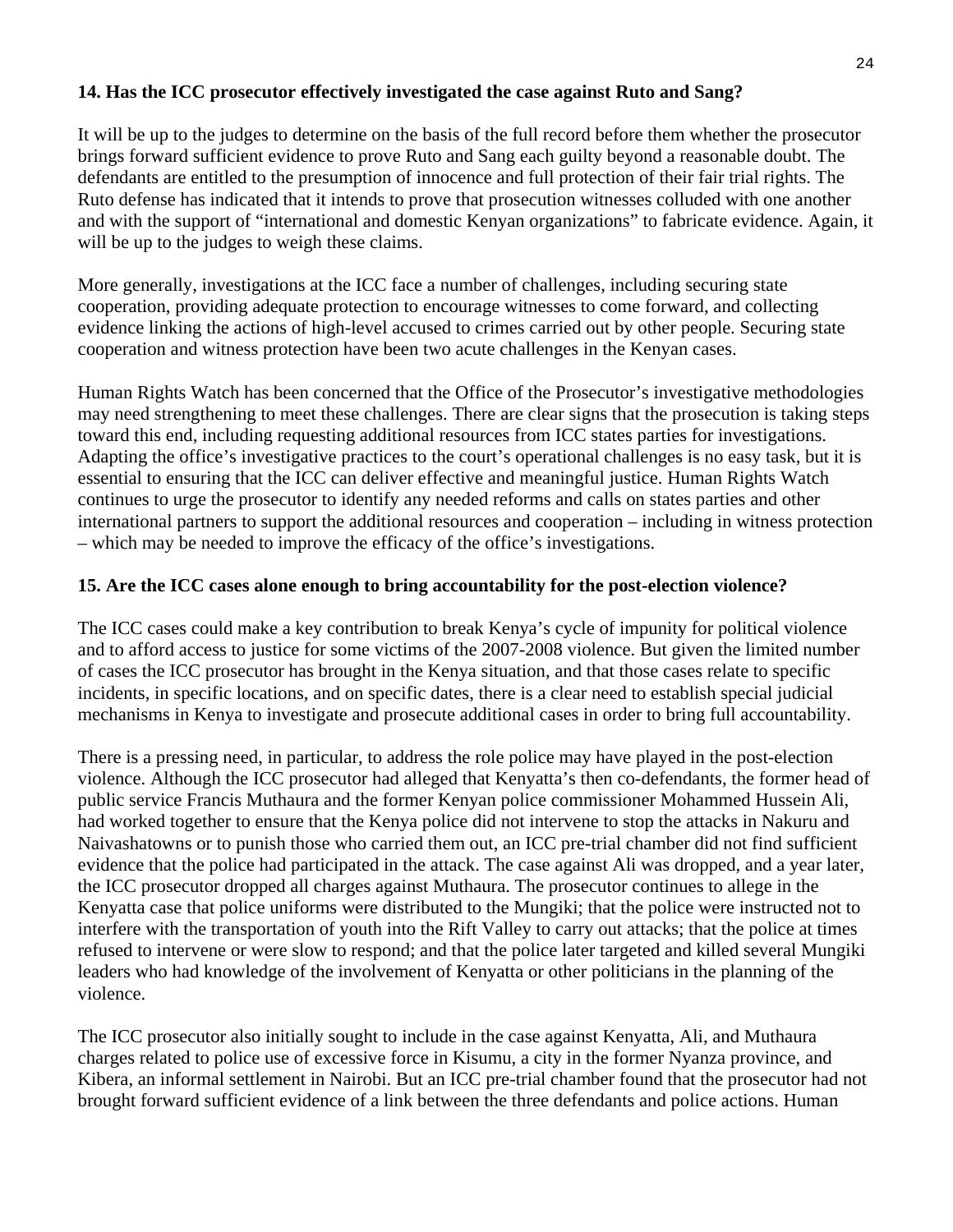### 14. Has the ICC prosecutor effectively investigated the case against Ruto and Sang?

It will be up to the judges to determine on the basis of the full record before them whether the prosecutor brings forward sufficient evidence to prove Ruto and Sang each guilty beyond a reasonable doubt. The defendants are entitled to the presumption of innocence and full protection of their fair trial rights. The Ruto defense has indicated that it intends to prove that prosecution witnesses colluded with one another and with the support of "international and domestic Kenyan organizations" to fabricate evidence. Again, it will be up to the judges to weigh these claims.

More generally, investigations at the ICC face a number of challenges, including securing state cooperation, providing adequate protection to encourage witnesses to come forward, and collecting evidence linking the actions of high-level accused to crimes carried out by other people. Securing state cooperation and witness protection have been two acute challenges in the Kenyan cases.

Human Rights Watch has been concerned that the Office of the Prosecutor's investigative methodologies may need strengthening to meet these challenges. There are clear signs that the prosecution is taking steps toward this end, including requesting additional resources from ICC states parties for investigations. Adapting the office's investigative practices to the court's operational challenges is no easy task, but it is essential to ensuring that the ICC can deliver effective and meaningful justice. Human Rights Watch continues to urge the prosecutor to identify any needed reforms and calls on states parties and other international partners to support the additional resources and cooperation – including in witness protection – which may be needed to improve the efficacy of the office's investigations.

### 15. Are the ICC cases alone enough to bring accountability for the post-election violence?

The ICC cases could make a key contribution to break Kenya's cycle of impunity for political violence and to afford access to justice for some victims of the 2007-2008 violence. But given the limited number of cases the ICC prosecutor has brought in the Kenya situation, and that those cases relate to specific incidents, in specific locations, and on specific dates, there is a clear need to establish special judicial mechanisms in Kenya to investigate and prosecute additional cases in order to bring full accountability.

There is a pressing need, in particular, to address the role police may have played in the post-election violence. Although the ICC prosecutor had alleged that Kenyatta's then co-defendants, the former head of public service Francis Muthaura and the former Kenyan police commissioner Mohammed Hussein Ali, had worked together to ensure that the Kenya police did not intervene to stop the attacks in Nakuru and Naivashatowns or to punish those who carried them out, an ICC pre-trial chamber did not find sufficient evidence that the police had participated in the attack. The case against Ali was dropped, and a year later, the ICC prosecutor dropped all charges against Muthaura. The prosecutor continues to allege in the Kenyatta case that police uniforms were distributed to the Mungiki; that the police were instructed not to interfere with the transportation of youth into the Rift Valley to carry out attacks; that the police at times refused to intervene or were slow to respond; and that the police later targeted and killed several Mungiki leaders who had knowledge of the involvement of Kenyatta or other politicians in the planning of the violence.

The ICC prosecutor also initially sought to include in the case against Kenyatta, Ali, and Muthaura charges related to police use of excessive force in Kisumu, a city in the former Nyanza province, and Kibera, an informal settlement in Nairobi. But an ICC pre-trial chamber found that the prosecutor had not brought forward sufficient evidence of a link between the three defendants and police actions. Human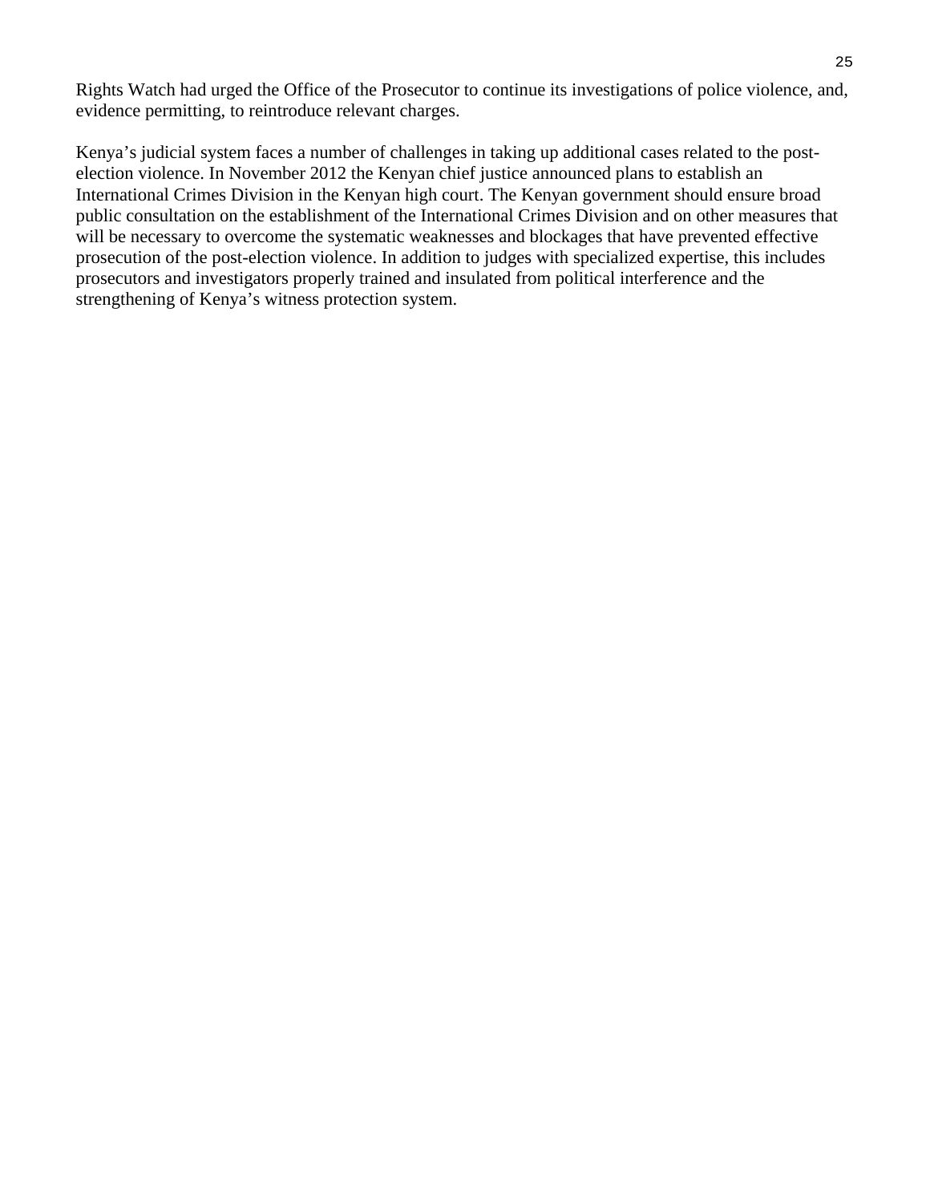Rights Watch had urged the Office of the Prosecutor to continue its investigations of police violence, and, evidence permitting, to reintroduce relevant charges.

Kenya's judicial system faces a number of challenges in taking up additional cases related to the post-election violence. In November 2012 the Kenyan chief justice announced plans to establish an International Crimes Division in the Kenyan high court. The Kenyan government should ensure broad public consultation on the establishment of the International Crimes Division and on other measures that will be necessary to overcome the systematic weaknesses and blockages that have prevented effective prosecution of the post-election violence. In addition to judges with specialized expertise, this includes prosecutors and investigators properly trained and insulated from political interference and the strengthening of Kenya's witness protection system.